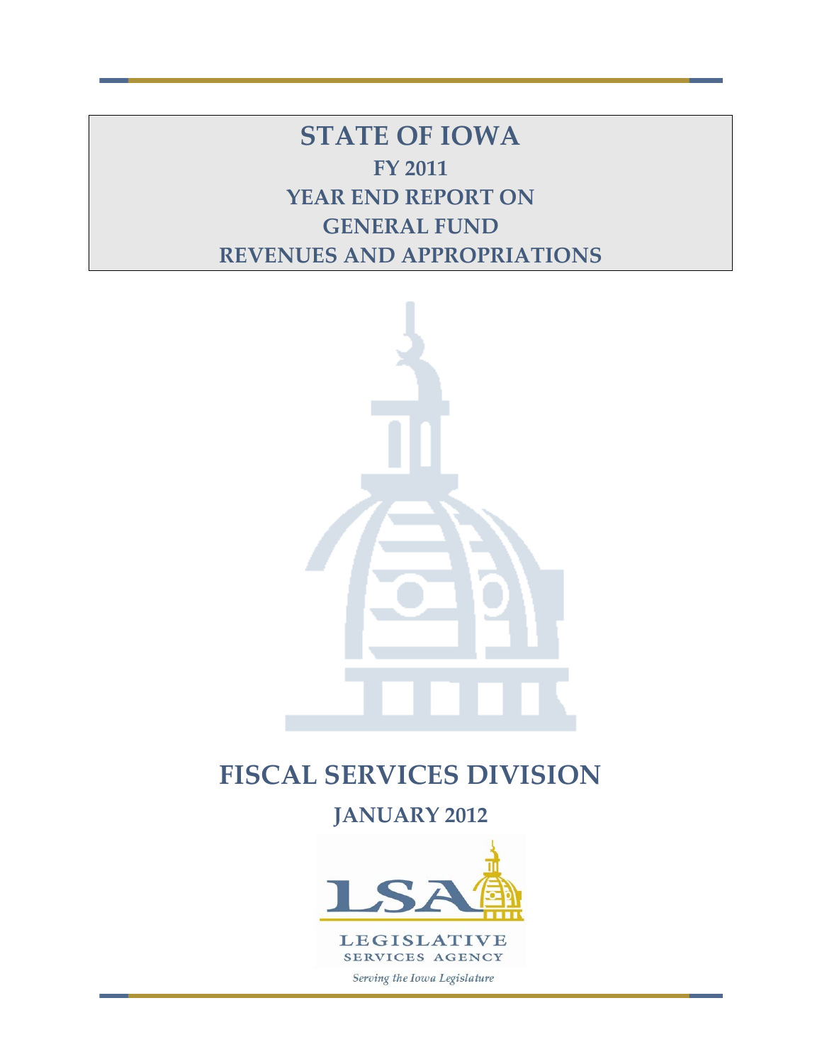# STATE OF IOWA

## FY 2011

## YEAR END REPORT ON

## GENERAL FUND

## REVENUES AND APPROPRIATIONS

# FISCAL SERVICES DIVISION

## JANUARY 2012

LSA

LEGISLATIVE SERVICES AGENCY

*Serving the Iowa Legislature*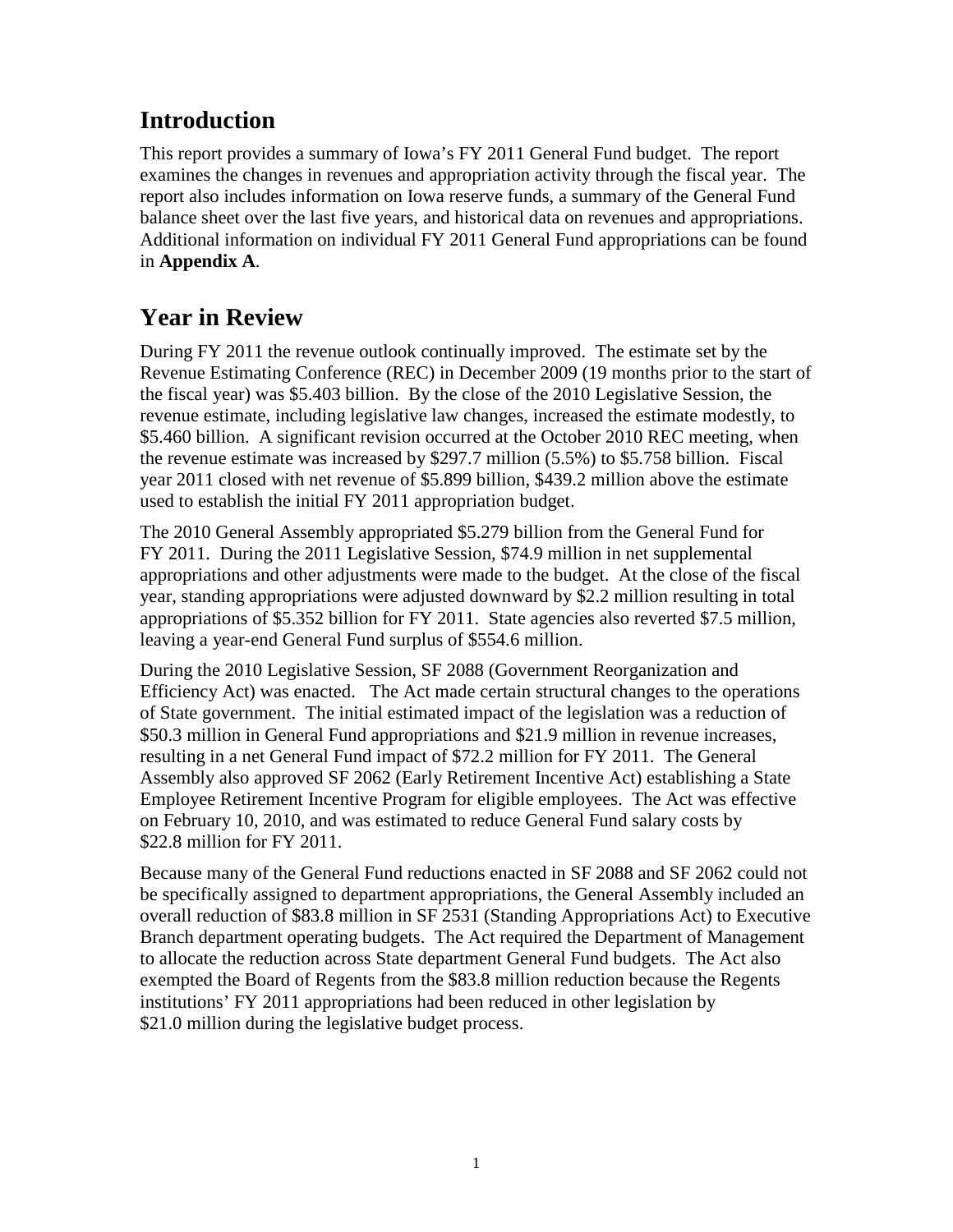## Introduction

This report provides a summary of Iowa's FY 2011 General Fund budget. The report examines the changes in revenues and appropriation activity through the fiscal year. The report also includes information on Iowa reserve funds, a summary of the General Fund balance sheet over the last five years, and historical data on revenues and appropriations. Additional information on individual FY 2011 General Fund appropriations can be found in **Appendix A**.

## Year in Review

During FY 2011 the revenue outlook continually improved. The estimate set by the Revenue Estimating Conference (REC) in December 2009 (19 months prior to the start of the fiscal year) was $5.403 billion. By the close of the 2010 Legislative Session, the revenue estimate, including legislative law changes, increased the estimate modestly, to $5.460 billion. A significant revision occurred at the October 2010 REC meeting, when the revenue estimate was increased by $297.7 million (5.5%) to $5.758 billion. Fiscal year 2011 closed with net revenue of $5.899 billion, $439.2 million above the estimate used to establish the initial FY 2011 appropriation budget.

The 2010 General Assembly appropriated $5.279 billion from the General Fund for FY 2011. During the 2011 Legislative Session, $74.9 million in net supplemental appropriations and other adjustments were made to the budget. At the close of the fiscal year, standing appropriations were adjusted downward by $2.2 million resulting in total appropriations of $5.352 billion for FY 2011. State agencies also reverted $7.5 million, leaving a year-end General Fund surplus of $554.6 million.

During the 2010 Legislative Session, SF 2088 (Government Reorganization and Efficiency Act) was enacted. The Act made certain structural changes to the operations of State government. The initial estimated impact of the legislation was a reduction of $50.3 million in General Fund appropriations and $21.9 million in revenue increases, resulting in a net General Fund impact of $72.2 million for FY 2011. The General Assembly also approved SF 2062 (Early Retirement Incentive Act) establishing a State Employee Retirement Incentive Program for eligible employees. The Act was effective on February 10, 2010, and was estimated to reduce General Fund salary costs by $22.8 million for FY 2011.

Because many of the General Fund reductions enacted in SF 2088 and SF 2062 could not be specifically assigned to department appropriations, the General Assembly included an overall reduction of $83.8 million in SF 2531 (Standing Appropriations Act) to Executive Branch department operating budgets. The Act required the Department of Management to allocate the reduction across State department General Fund budgets. The Act also exempted the Board of Regents from the $83.8 million reduction because the Regents institutions' FY 2011 appropriations had been reduced in other legislation by $21.0 million during the legislative budget process.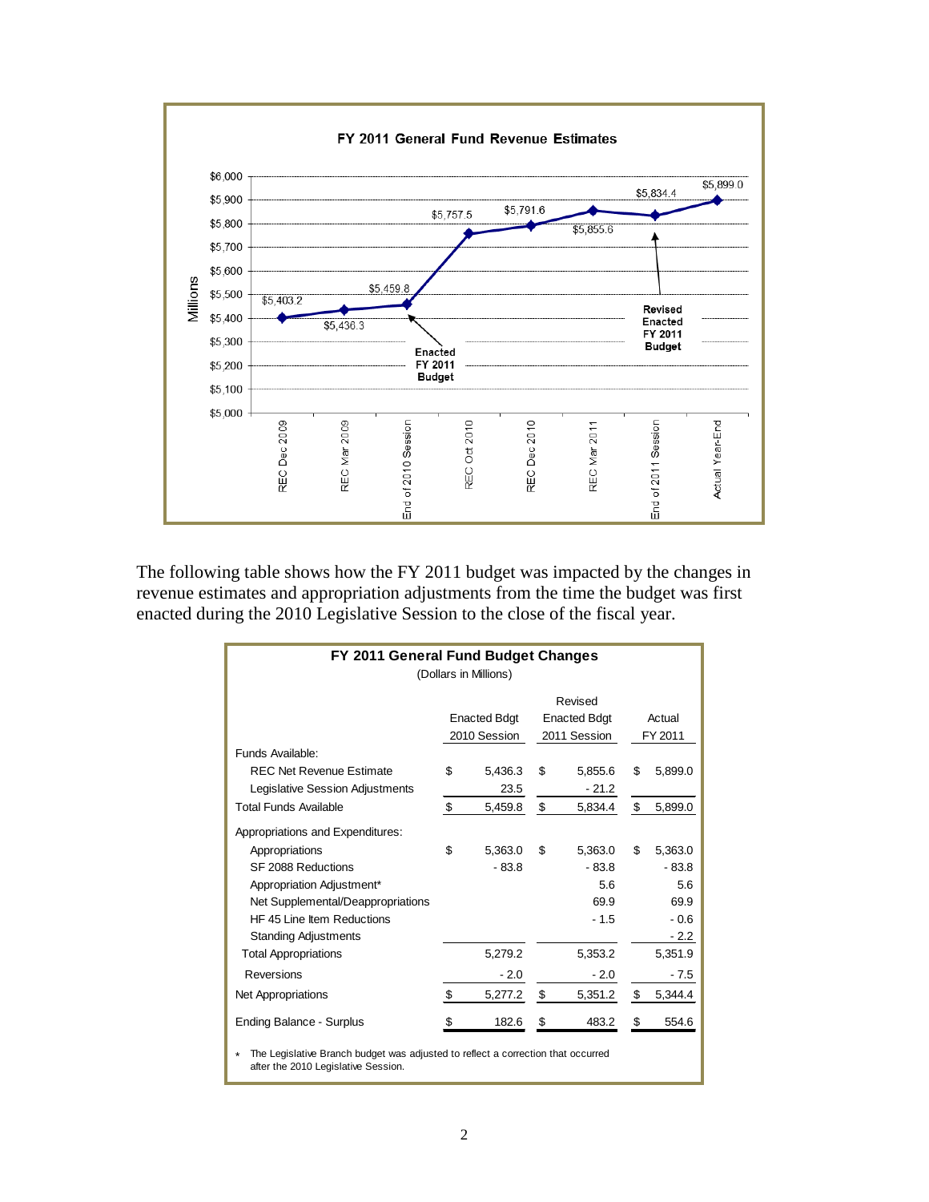**FY 2011 General Fund Revenue Estimates**

(Millions)

| | REC Dec 2009 | REC Mar 2009 | End of 2010 Session | REC Oct 2010 | REC Dec 2010 | REC Mar 2011 | End of 2011 Session | Actual Year-End |
|---|---|---|---|---|---|---|---|---|
| Revenue Estimate | $5,403.2 | $5,436.3 | $5,459.8 | $5,757.5 | $5,791.6 | $5,855.6 | $5,834.4 | $5,899.0 |
| Note | | | Enacted FY 2011 Budget | | | | Revised Enacted FY 2011 Budget | |

The following table shows how the FY 2011 budget was impacted by the changes in revenue estimates and appropriation adjustments from the time the budget was first enacted during the 2010 Legislative Session to the close of the fiscal year.

**FY 2011 General Fund Budget Changes**
(Dollars in Millions)

| | Enacted Bdgt 2010 Session | Revised Enacted Bdgt 2011 Session | Actual FY 2011 |
|---|---|---|---|
| Funds Available: | | | |
| REC Net Revenue Estimate | $ 5,436.3 | $ 5,855.6 | $ 5,899.0 |
| Legislative Session Adjustments | 23.5 | - 21.2 | |
| Total Funds Available | $ 5,459.8 | $ 5,834.4 | $ 5,899.0 |
| Appropriations and Expenditures: | | | |
| Appropriations | $ 5,363.0 | $ 5,363.0 | $ 5,363.0 |
| SF 2088 Reductions | - 83.8 | - 83.8 | - 83.8 |
| Appropriation Adjustment* | | 5.6 | 5.6 |
| Net Supplemental/Deappropriations | | 69.9 | 69.9 |
| HF 45 Line Item Reductions | | - 1.5 | - 0.6 |
| Standing Adjustments | | | - 2.2 |
| Total Appropriations | 5,279.2 | 5,353.2 | 5,351.9 |
| Reversions | - 2.0 | - 2.0 | - 7.5 |
| Net Appropriations | $ 5,277.2 | $ 5,351.2 | $ 5,344.4 |
| Ending Balance - Surplus | $ 182.6 | $ 483.2 | $ 554.6 |

\* The Legislative Branch budget was adjusted to reflect a correction that occurred after the 2010 Legislative Session.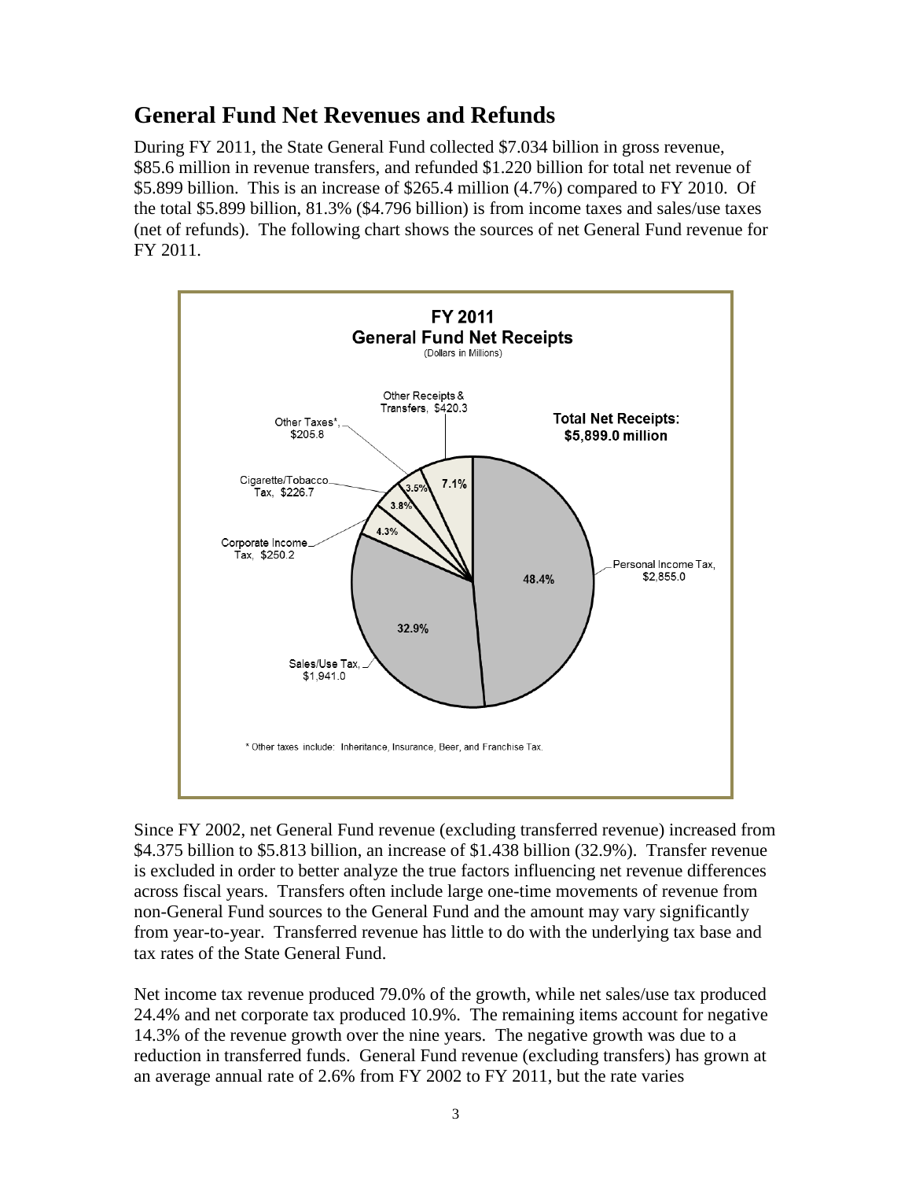## General Fund Net Revenues and Refunds

During FY 2011, the State General Fund collected $7.034 billion in gross revenue, $85.6 million in revenue transfers, and refunded $1.220 billion for total net revenue of $5.899 billion. This is an increase of $265.4 million (4.7%) compared to FY 2010. Of the total $5.899 billion, 81.3% ($4.796 billion) is from income taxes and sales/use taxes (net of refunds). The following chart shows the sources of net General Fund revenue for FY 2011.

**FY 2011**
**General Fund Net Receipts**
(Dollars in Millions)

**Total Net Receipts: $5,899.0 million**

| Source | Amount | Percent |
|---|---|---|
| Personal Income Tax | $2,855.0 | 48.4% |
| Sales/Use Tax | $1,941.0 | 32.9% |
| Corporate Income Tax | $250.2 | 4.3% |
| Cigarette/Tobacco Tax | $226.7 | 3.8% |
| Other Taxes* | $205.8 | 3.5% |
| Other Receipts & Transfers | $420.3 | 7.1% |

\* Other taxes include: Inheritance, Insurance, Beer, and Franchise Tax.

Since FY 2002, net General Fund revenue (excluding transferred revenue) increased from $4.375 billion to $5.813 billion, an increase of $1.438 billion (32.9%). Transfer revenue is excluded in order to better analyze the true factors influencing net revenue differences across fiscal years. Transfers often include large one-time movements of revenue from non-General Fund sources to the General Fund and the amount may vary significantly from year-to-year. Transferred revenue has little to do with the underlying tax base and tax rates of the State General Fund.

Net income tax revenue produced 79.0% of the growth, while net sales/use tax produced 24.4% and net corporate tax produced 10.9%. The remaining items account for negative 14.3% of the revenue growth over the nine years. The negative growth was due to a reduction in transferred funds. General Fund revenue (excluding transfers) has grown at an average annual rate of 2.6% from FY 2002 to FY 2011, but the rate varies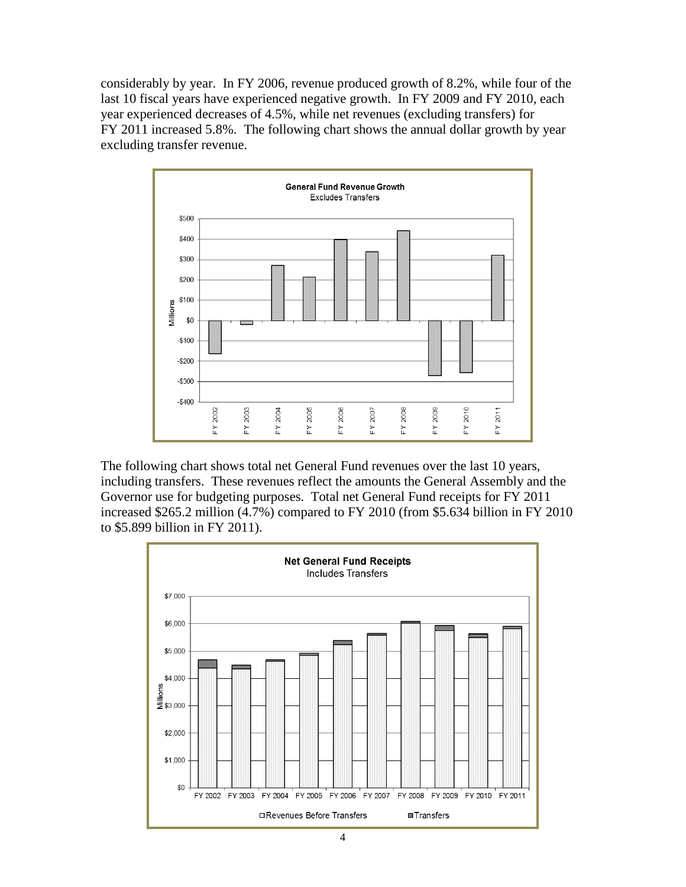considerably by year. In FY 2006, revenue produced growth of 8.2%, while four of the last 10 fiscal years have experienced negative growth. In FY 2009 and FY 2010, each year experienced decreases of 4.5%, while net revenues (excluding transfers) for FY 2011 increased 5.8%. The following chart shows the annual dollar growth by year excluding transfer revenue.

**General Fund Revenue Growth**
Excludes Transfers

The following chart shows total net General Fund revenues over the last 10 years, including transfers. These revenues reflect the amounts the General Assembly and the Governor use for budgeting purposes. Total net General Fund receipts for FY 2011 increased $265.2 million (4.7%) compared to FY 2010 (from $5.634 billion in FY 2010 to $5.899 billion in FY 2011).

**Net General Fund Receipts**
Includes Transfers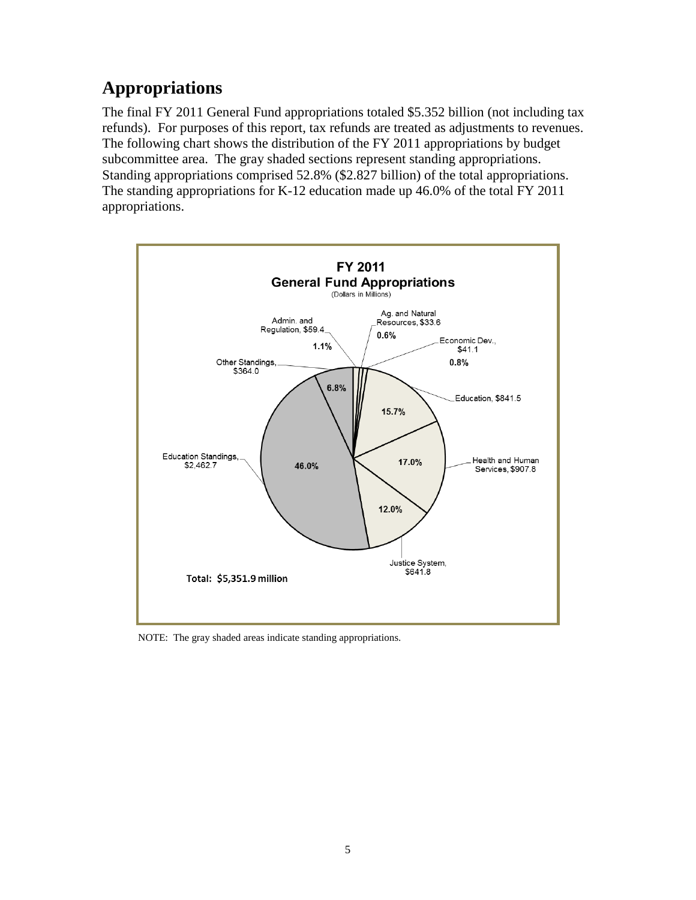# Appropriations

The final FY 2011 General Fund appropriations totaled $5.352 billion (not including tax refunds). For purposes of this report, tax refunds are treated as adjustments to revenues. The following chart shows the distribution of the FY 2011 appropriations by budget subcommittee area. The gray shaded sections represent standing appropriations. Standing appropriations comprised 52.8% ($2.827 billion) of the total appropriations. The standing appropriations for K-12 education made up 46.0% of the total FY 2011 appropriations.

**FY 2011**
**General Fund Appropriations**
(Dollars in Millions)

| Category | Amount | Percent |
|---|---|---|
| Admin. and Regulation | $59.4 | 1.1% |
| Ag. and Natural Resources | $33.6 | 0.6% |
| Economic Dev. | $41.1 | 0.8% |
| Education | $841.5 | 15.7% |
| Health and Human Services | $907.8 | 17.0% |
| Justice System | $641.8 | 12.0% |
| Education Standings | $2,462.7 | 46.0% |
| Other Standings | $364.0 | 6.8% |

Total: $5,351.9 million

NOTE: The gray shaded areas indicate standing appropriations.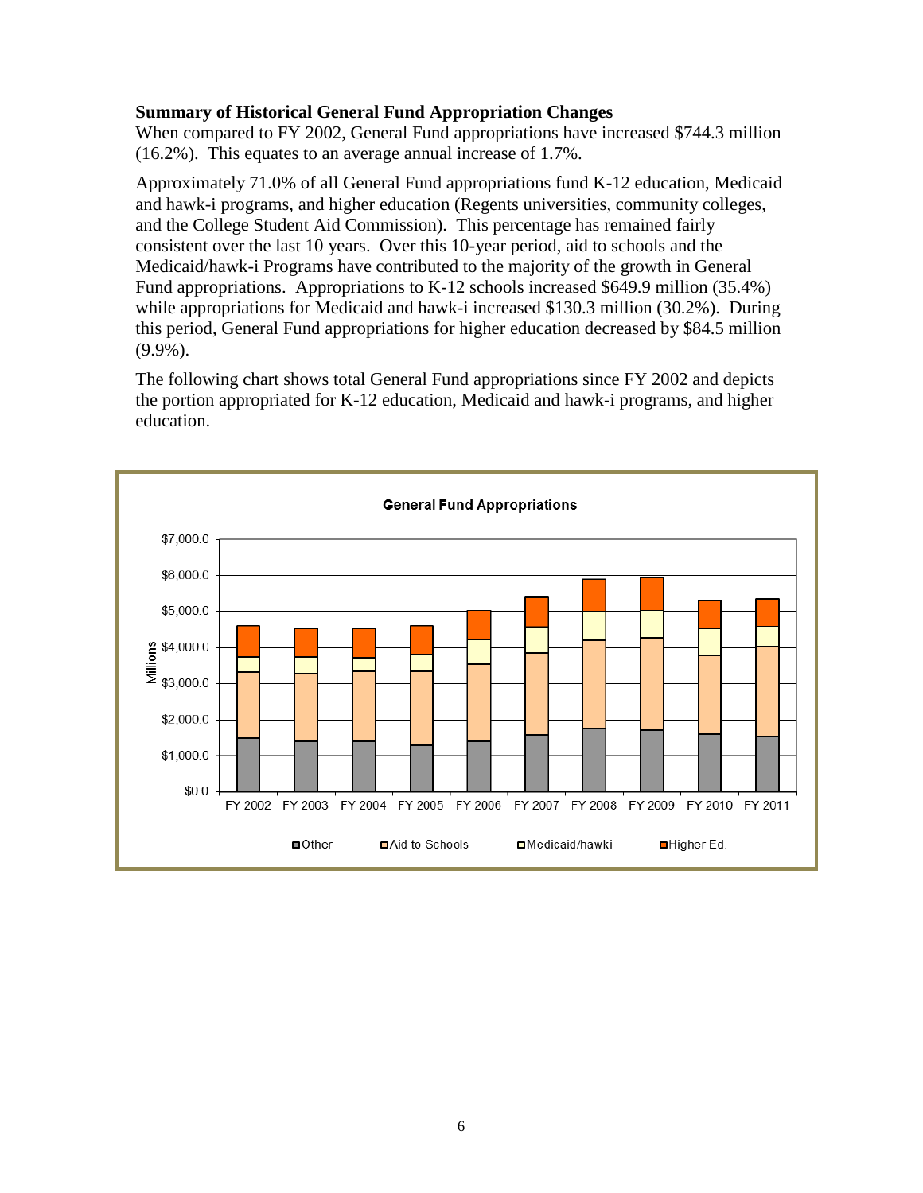**Summary of Historical General Fund Appropriation Changes**

When compared to FY 2002, General Fund appropriations have increased $744.3 million (16.2%). This equates to an average annual increase of 1.7%.

Approximately 71.0% of all General Fund appropriations fund K-12 education, Medicaid and hawk-i programs, and higher education (Regents universities, community colleges, and the College Student Aid Commission). This percentage has remained fairly consistent over the last 10 years. Over this 10-year period, aid to schools and the Medicaid/hawk-i Programs have contributed to the majority of the growth in General Fund appropriations. Appropriations to K-12 schools increased $649.9 million (35.4%) while appropriations for Medicaid and hawk-i increased $130.3 million (30.2%). During this period, General Fund appropriations for higher education decreased by $84.5 million (9.9%).

The following chart shows total General Fund appropriations since FY 2002 and depicts the portion appropriated for K-12 education, Medicaid and hawk-i programs, and higher education.

**General Fund Appropriations**

Legend: Other, Aid to Schools, Medicaid/hawki, Higher Ed.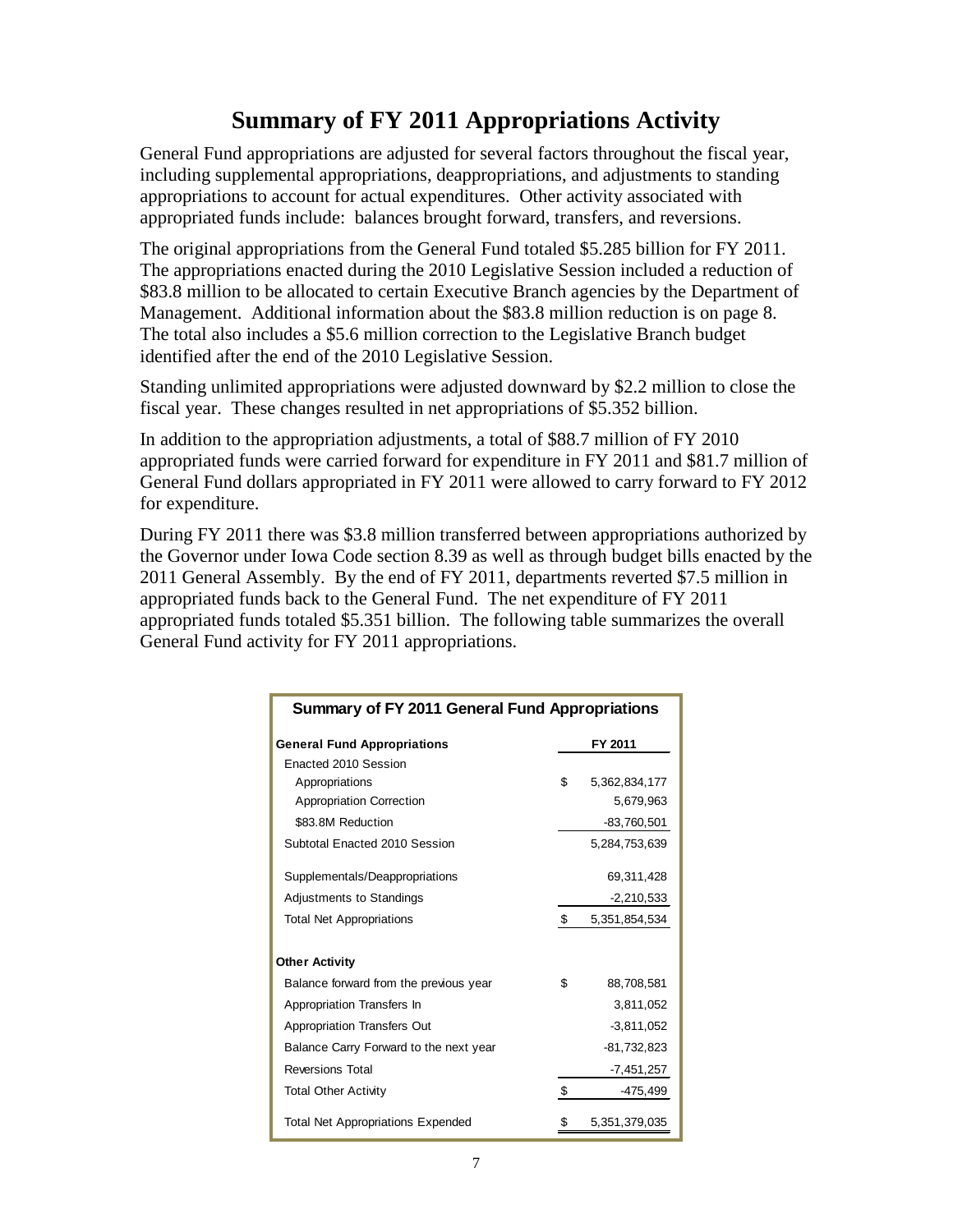# Summary of FY 2011 Appropriations Activity

General Fund appropriations are adjusted for several factors throughout the fiscal year, including supplemental appropriations, deappropriations, and adjustments to standing appropriations to account for actual expenditures. Other activity associated with appropriated funds include: balances brought forward, transfers, and reversions.

The original appropriations from the General Fund totaled $5.285 billion for FY 2011. The appropriations enacted during the 2010 Legislative Session included a reduction of $83.8 million to be allocated to certain Executive Branch agencies by the Department of Management. Additional information about the $83.8 million reduction is on page 8. The total also includes a $5.6 million correction to the Legislative Branch budget identified after the end of the 2010 Legislative Session.

Standing unlimited appropriations were adjusted downward by $2.2 million to close the fiscal year. These changes resulted in net appropriations of $5.352 billion.

In addition to the appropriation adjustments, a total of $88.7 million of FY 2010 appropriated funds were carried forward for expenditure in FY 2011 and $81.7 million of General Fund dollars appropriated in FY 2011 were allowed to carry forward to FY 2012 for expenditure.

During FY 2011 there was $3.8 million transferred between appropriations authorized by the Governor under Iowa Code section 8.39 as well as through budget bills enacted by the 2011 General Assembly. By the end of FY 2011, departments reverted $7.5 million in appropriated funds back to the General Fund. The net expenditure of FY 2011 appropriated funds totaled $5.351 billion. The following table summarizes the overall General Fund activity for FY 2011 appropriations.

**Summary of FY 2011 General Fund Appropriations**

| General Fund Appropriations | | FY 2011 |
|---|---|---|
| Enacted 2010 Session | | |
| Appropriations | $ | 5,362,834,177 |
| Appropriation Correction | | 5,679,963 |
| $83.8M Reduction | | -83,760,501 |
| Subtotal Enacted 2010 Session | | 5,284,753,639 |
| Supplementals/Deappropriations | | 69,311,428 |
| Adjustments to Standings | | -2,210,533 |
| Total Net Appropriations | $ | 5,351,854,534 |
| **Other Activity** | | |
| Balance forward from the previous year | $ | 88,708,581 |
| Appropriation Transfers In | | 3,811,052 |
| Appropriation Transfers Out | | -3,811,052 |
| Balance Carry Forward to the next year | | -81,732,823 |
| Reversions Total | | -7,451,257 |
| Total Other Activity | $ | -475,499 |
| Total Net Appropriations Expended | $ | 5,351,379,035 |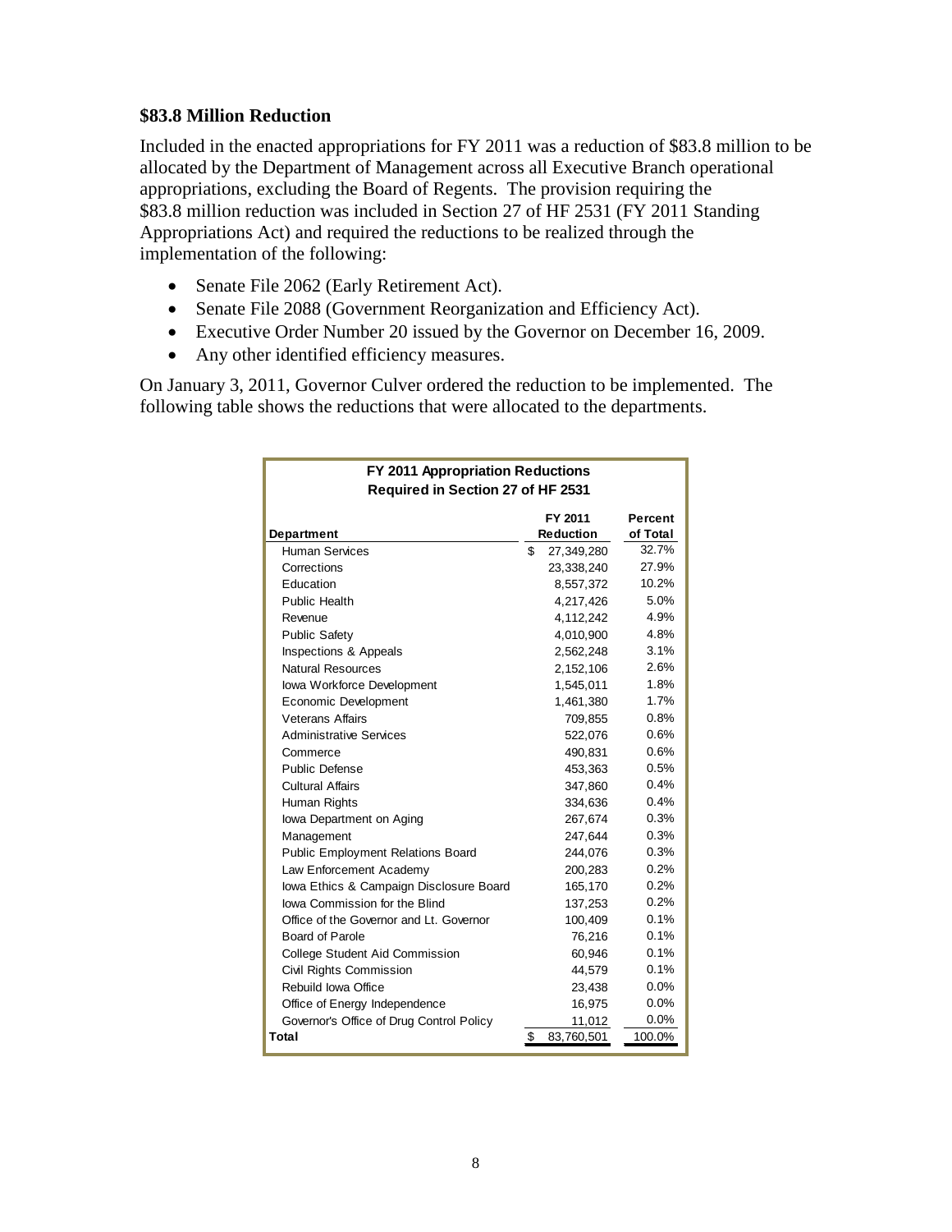**$83.8 Million Reduction**

Included in the enacted appropriations for FY 2011 was a reduction of $83.8 million to be allocated by the Department of Management across all Executive Branch operational appropriations, excluding the Board of Regents. The provision requiring the $83.8 million reduction was included in Section 27 of HF 2531 (FY 2011 Standing Appropriations Act) and required the reductions to be realized through the implementation of the following:

- Senate File 2062 (Early Retirement Act).
- Senate File 2088 (Government Reorganization and Efficiency Act).
- Executive Order Number 20 issued by the Governor on December 16, 2009.
- Any other identified efficiency measures.

On January 3, 2011, Governor Culver ordered the reduction to be implemented. The following table shows the reductions that were allocated to the departments.

**FY 2011 Appropriation Reductions Required in Section 27 of HF 2531**

| Department | FY 2011 Reduction | Percent of Total |
|---|---|---|
| Human Services | $ 27,349,280 | 32.7% |
| Corrections | 23,338,240 | 27.9% |
| Education | 8,557,372 | 10.2% |
| Public Health | 4,217,426 | 5.0% |
| Revenue | 4,112,242 | 4.9% |
| Public Safety | 4,010,900 | 4.8% |
| Inspections & Appeals | 2,562,248 | 3.1% |
| Natural Resources | 2,152,106 | 2.6% |
| Iowa Workforce Development | 1,545,011 | 1.8% |
| Economic Development | 1,461,380 | 1.7% |
| Veterans Affairs | 709,855 | 0.8% |
| Administrative Services | 522,076 | 0.6% |
| Commerce | 490,831 | 0.6% |
| Public Defense | 453,363 | 0.5% |
| Cultural Affairs | 347,860 | 0.4% |
| Human Rights | 334,636 | 0.4% |
| Iowa Department on Aging | 267,674 | 0.3% |
| Management | 247,644 | 0.3% |
| Public Employment Relations Board | 244,076 | 0.3% |
| Law Enforcement Academy | 200,283 | 0.2% |
| Iowa Ethics & Campaign Disclosure Board | 165,170 | 0.2% |
| Iowa Commission for the Blind | 137,253 | 0.2% |
| Office of the Governor and Lt. Governor | 100,409 | 0.1% |
| Board of Parole | 76,216 | 0.1% |
| College Student Aid Commission | 60,946 | 0.1% |
| Civil Rights Commission | 44,579 | 0.1% |
| Rebuild Iowa Office | 23,438 | 0.0% |
| Office of Energy Independence | 16,975 | 0.0% |
| Governor's Office of Drug Control Policy | 11,012 | 0.0% |
| **Total** | $ 83,760,501 | 100.0% |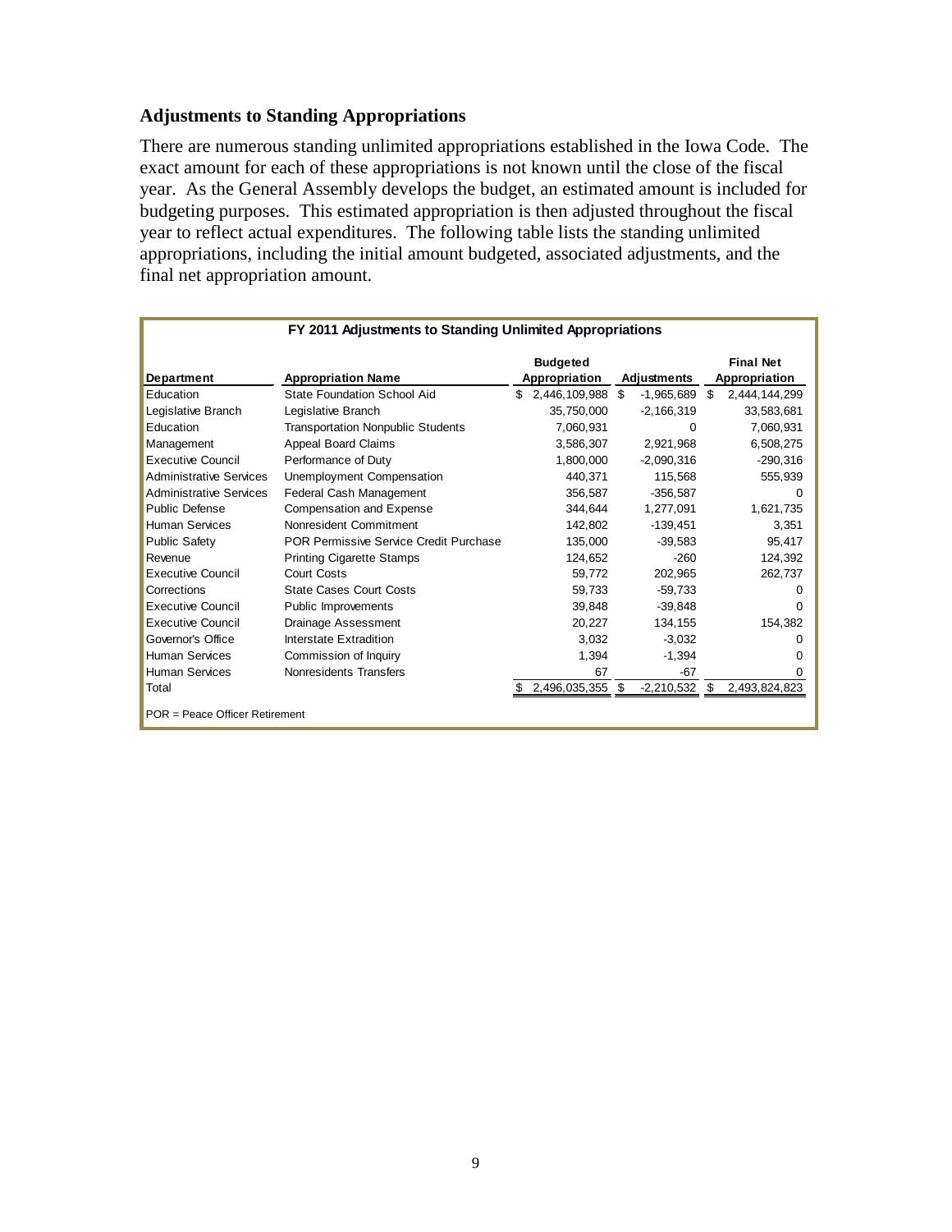## Adjustments to Standing Appropriations

There are numerous standing unlimited appropriations established in the Iowa Code. The exact amount for each of these appropriations is not known until the close of the fiscal year. As the General Assembly develops the budget, an estimated amount is included for budgeting purposes. This estimated appropriation is then adjusted throughout the fiscal year to reflect actual expenditures. The following table lists the standing unlimited appropriations, including the initial amount budgeted, associated adjustments, and the final net appropriation amount.

**FY 2011 Adjustments to Standing Unlimited Appropriations**

| Department | Appropriation Name | Budgeted Appropriation | Adjustments | Final Net Appropriation |
|---|---|---|---|---|
| Education | State Foundation School Aid | $ 2,446,109,988 | $ -1,965,689 | $ 2,444,144,299 |
| Legislative Branch | Legislative Branch | 35,750,000 | -2,166,319 | 33,583,681 |
| Education | Transportation Nonpublic Students | 7,060,931 | 0 | 7,060,931 |
| Management | Appeal Board Claims | 3,586,307 | 2,921,968 | 6,508,275 |
| Executive Council | Performance of Duty | 1,800,000 | -2,090,316 | -290,316 |
| Administrative Services | Unemployment Compensation | 440,371 | 115,568 | 555,939 |
| Administrative Services | Federal Cash Management | 356,587 | -356,587 | 0 |
| Public Defense | Compensation and Expense | 344,644 | 1,277,091 | 1,621,735 |
| Human Services | Nonresident Commitment | 142,802 | -139,451 | 3,351 |
| Public Safety | POR Permissive Service Credit Purchase | 135,000 | -39,583 | 95,417 |
| Revenue | Printing Cigarette Stamps | 124,652 | -260 | 124,392 |
| Executive Council | Court Costs | 59,772 | 202,965 | 262,737 |
| Corrections | State Cases Court Costs | 59,733 | -59,733 | 0 |
| Executive Council | Public Improvements | 39,848 | -39,848 | 0 |
| Executive Council | Drainage Assessment | 20,227 | 134,155 | 154,382 |
| Governor's Office | Interstate Extradition | 3,032 | -3,032 | 0 |
| Human Services | Commission of Inquiry | 1,394 | -1,394 | 0 |
| Human Services | Nonresidents Transfers | 67 | -67 | 0 |
| Total | | $ 2,496,035,355 | $ -2,210,532 | $ 2,493,824,823 |

POR = Peace Officer Retirement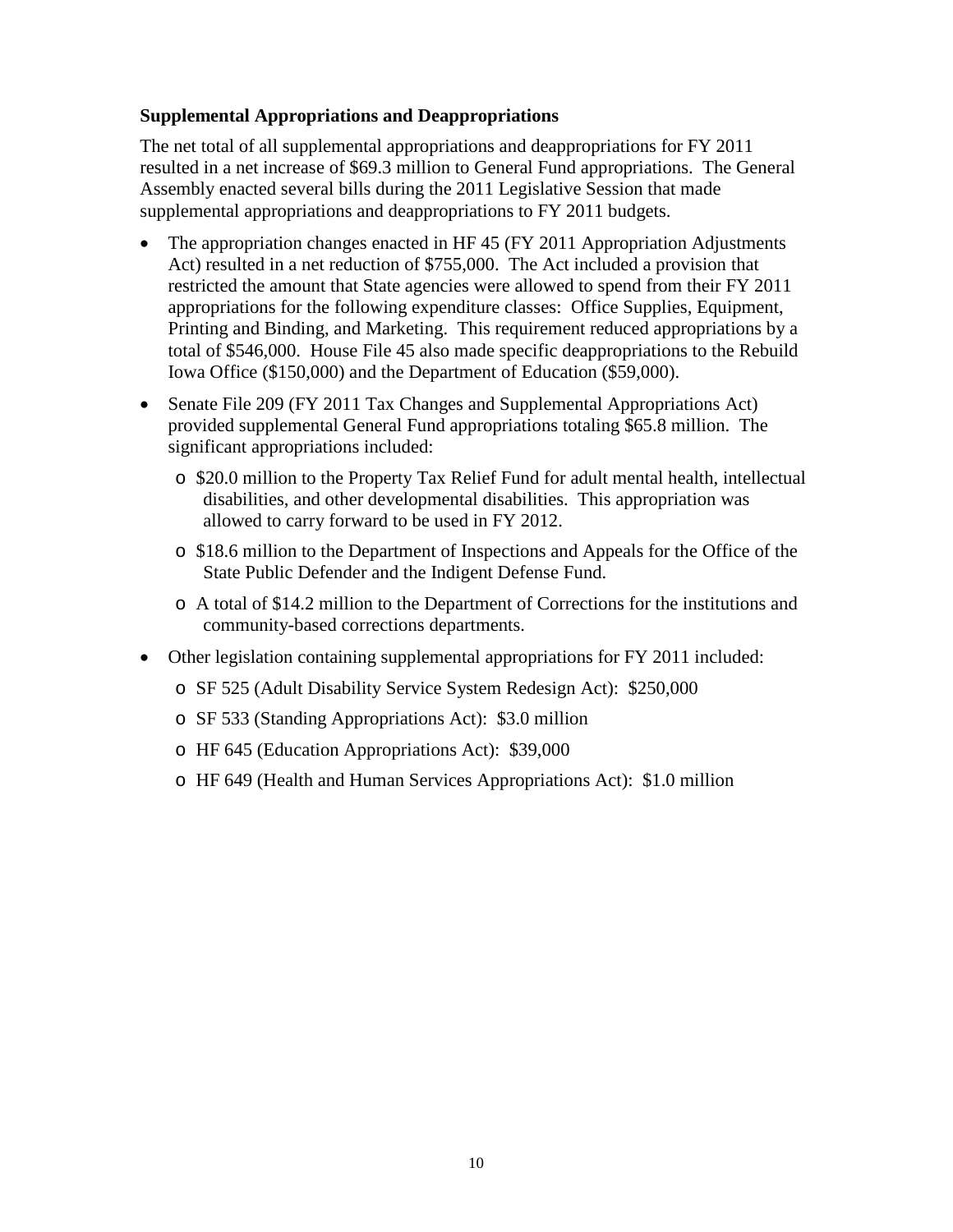**Supplemental Appropriations and Deappropriations**

The net total of all supplemental appropriations and deappropriations for FY 2011 resulted in a net increase of $69.3 million to General Fund appropriations. The General Assembly enacted several bills during the 2011 Legislative Session that made supplemental appropriations and deappropriations to FY 2011 budgets.

- The appropriation changes enacted in HF 45 (FY 2011 Appropriation Adjustments Act) resulted in a net reduction of $755,000. The Act included a provision that restricted the amount that State agencies were allowed to spend from their FY 2011 appropriations for the following expenditure classes: Office Supplies, Equipment, Printing and Binding, and Marketing. This requirement reduced appropriations by a total of $546,000. House File 45 also made specific deappropriations to the Rebuild Iowa Office ($150,000) and the Department of Education ($59,000).
- Senate File 209 (FY 2011 Tax Changes and Supplemental Appropriations Act) provided supplemental General Fund appropriations totaling $65.8 million. The significant appropriations included:
  - $20.0 million to the Property Tax Relief Fund for adult mental health, intellectual disabilities, and other developmental disabilities. This appropriation was allowed to carry forward to be used in FY 2012.
  - $18.6 million to the Department of Inspections and Appeals for the Office of the State Public Defender and the Indigent Defense Fund.
  - A total of $14.2 million to the Department of Corrections for the institutions and community-based corrections departments.
- Other legislation containing supplemental appropriations for FY 2011 included:
  - SF 525 (Adult Disability Service System Redesign Act): $250,000
  - SF 533 (Standing Appropriations Act): $3.0 million
  - HF 645 (Education Appropriations Act): $39,000
  - HF 649 (Health and Human Services Appropriations Act): $1.0 million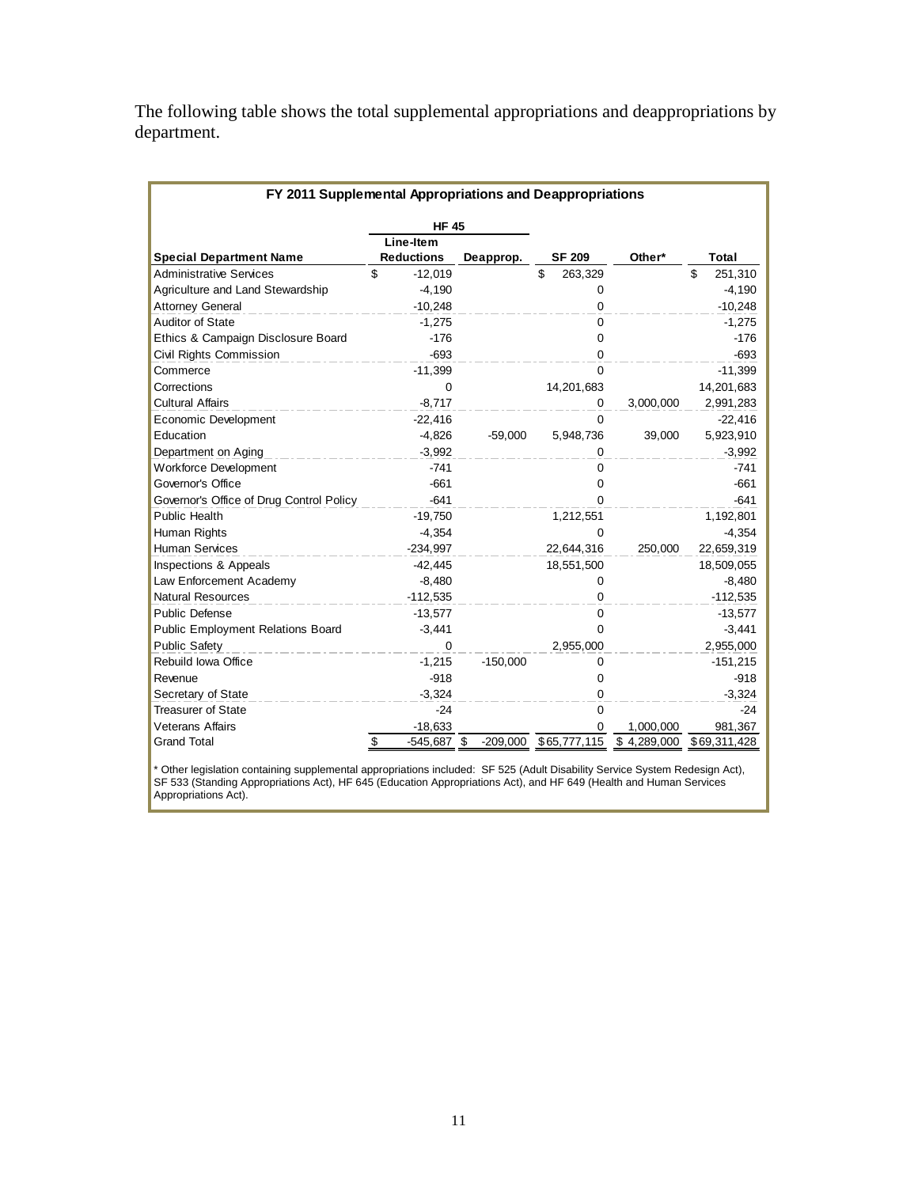The following table shows the total supplemental appropriations and deappropriations by department.

**FY 2011 Supplemental Appropriations and Deappropriations**

| | HF 45 | | | | |
|---|---|---|---|---|---|
| **Special Department Name** | **Line-Item Reductions** | **Deapprop.** | **SF 209** | **Other*** | **Total** |
| Administrative Services | $ -12,019 | | $ 263,329 | | $ 251,310 |
| Agriculture and Land Stewardship | -4,190 | | 0 | | -4,190 |
| Attorney General | -10,248 | | 0 | | -10,248 |
| Auditor of State | -1,275 | | 0 | | -1,275 |
| Ethics & Campaign Disclosure Board | -176 | | 0 | | -176 |
| Civil Rights Commission | -693 | | 0 | | -693 |
| Commerce | -11,399 | | 0 | | -11,399 |
| Corrections | 0 | | 14,201,683 | | 14,201,683 |
| Cultural Affairs | -8,717 | | 0 | 3,000,000 | 2,991,283 |
| Economic Development | -22,416 | | 0 | | -22,416 |
| Education | -4,826 | -59,000 | 5,948,736 | 39,000 | 5,923,910 |
| Department on Aging | -3,992 | | 0 | | -3,992 |
| Workforce Development | -741 | | 0 | | -741 |
| Governor's Office | -661 | | 0 | | -661 |
| Governor's Office of Drug Control Policy | -641 | | 0 | | -641 |
| Public Health | -19,750 | | 1,212,551 | | 1,192,801 |
| Human Rights | -4,354 | | 0 | | -4,354 |
| Human Services | -234,997 | | 22,644,316 | 250,000 | 22,659,319 |
| Inspections & Appeals | -42,445 | | 18,551,500 | | 18,509,055 |
| Law Enforcement Academy | -8,480 | | 0 | | -8,480 |
| Natural Resources | -112,535 | | 0 | | -112,535 |
| Public Defense | -13,577 | | 0 | | -13,577 |
| Public Employment Relations Board | -3,441 | | 0 | | -3,441 |
| Public Safety | 0 | | 2,955,000 | | 2,955,000 |
| Rebuild Iowa Office | -1,215 | -150,000 | 0 | | -151,215 |
| Revenue | -918 | | 0 | | -918 |
| Secretary of State | -3,324 | | 0 | | -3,324 |
| Treasurer of State | -24 | | 0 | | -24 |
| Veterans Affairs | -18,633 | | 0 | 1,000,000 | 981,367 |
| Grand Total | $ -545,687 | $ -209,000 | $65,777,115 | $ 4,289,000 | $69,311,428 |

* Other legislation containing supplemental appropriations included: SF 525 (Adult Disability Service System Redesign Act), SF 533 (Standing Appropriations Act), HF 645 (Education Appropriations Act), and HF 649 (Health and Human Services Appropriations Act).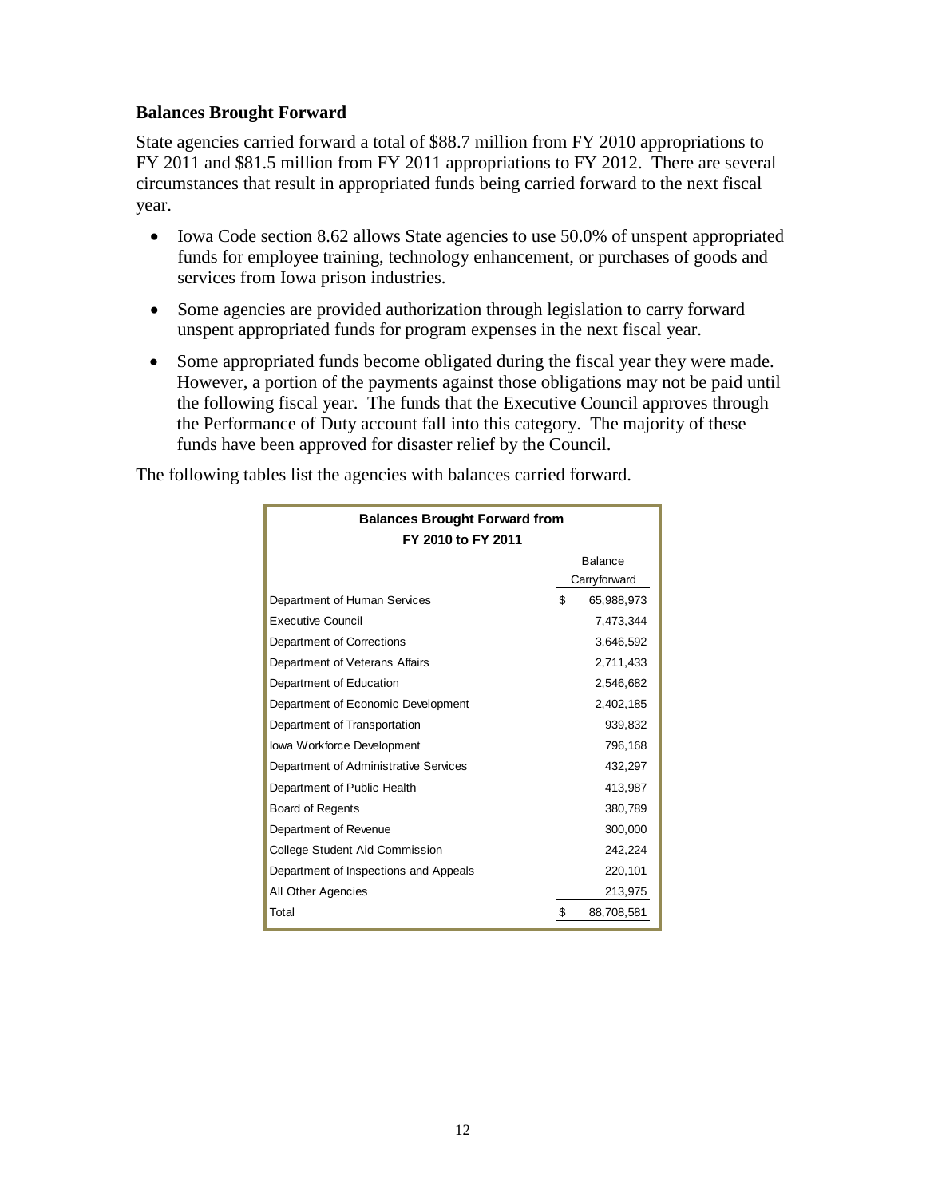## Balances Brought Forward

State agencies carried forward a total of $88.7 million from FY 2010 appropriations to FY 2011 and $81.5 million from FY 2011 appropriations to FY 2012. There are several circumstances that result in appropriated funds being carried forward to the next fiscal year.

- Iowa Code section 8.62 allows State agencies to use 50.0% of unspent appropriated funds for employee training, technology enhancement, or purchases of goods and services from Iowa prison industries.
- Some agencies are provided authorization through legislation to carry forward unspent appropriated funds for program expenses in the next fiscal year.
- Some appropriated funds become obligated during the fiscal year they were made. However, a portion of the payments against those obligations may not be paid until the following fiscal year. The funds that the Executive Council approves through the Performance of Duty account fall into this category. The majority of these funds have been approved for disaster relief by the Council.

The following tables list the agencies with balances carried forward.

**Balances Brought Forward from FY 2010 to FY 2011**

| | Balance Carryforward |
|---|---|
| Department of Human Services | $ 65,988,973 |
| Executive Council | 7,473,344 |
| Department of Corrections | 3,646,592 |
| Department of Veterans Affairs | 2,711,433 |
| Department of Education | 2,546,682 |
| Department of Economic Development | 2,402,185 |
| Department of Transportation | 939,832 |
| Iowa Workforce Development | 796,168 |
| Department of Administrative Services | 432,297 |
| Department of Public Health | 413,987 |
| Board of Regents | 380,789 |
| Department of Revenue | 300,000 |
| College Student Aid Commission | 242,224 |
| Department of Inspections and Appeals | 220,101 |
| All Other Agencies | 213,975 |
| Total | $ 88,708,581 |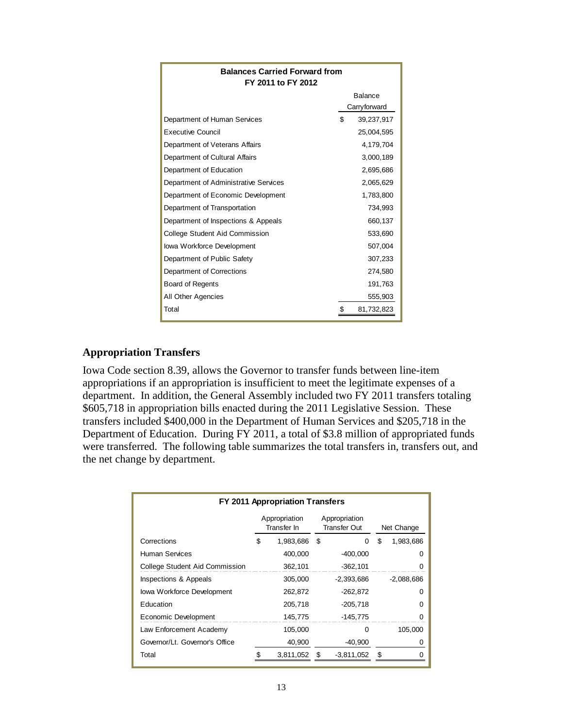| Balances Carried Forward from FY 2011 to FY 2012 | Balance Carryforward |
|---|---|
| Department of Human Services | $ 39,237,917 |
| Executive Council | 25,004,595 |
| Department of Veterans Affairs | 4,179,704 |
| Department of Cultural Affairs | 3,000,189 |
| Department of Education | 2,695,686 |
| Department of Administrative Services | 2,065,629 |
| Department of Economic Development | 1,783,800 |
| Department of Transportation | 734,993 |
| Department of Inspections & Appeals | 660,137 |
| College Student Aid Commission | 533,690 |
| Iowa Workforce Development | 507,004 |
| Department of Public Safety | 307,233 |
| Department of Corrections | 274,580 |
| Board of Regents | 191,763 |
| All Other Agencies | 555,903 |
| Total | $ 81,732,823 |

## Appropriation Transfers

Iowa Code section 8.39, allows the Governor to transfer funds between line-item appropriations if an appropriation is insufficient to meet the legitimate expenses of a department. In addition, the General Assembly included two FY 2011 transfers totaling $605,718 in appropriation bills enacted during the 2011 Legislative Session. These transfers included $400,000 in the Department of Human Services and $205,718 in the Department of Education. During FY 2011, a total of $3.8 million of appropriated funds were transferred. The following table summarizes the total transfers in, transfers out, and the net change by department.

| FY 2011 Appropriation Transfers | Appropriation Transfer In | Appropriation Transfer Out | Net Change |
|---|---|---|---|
| Corrections | $ 1,983,686 | $ 0 | $ 1,983,686 |
| Human Services | 400,000 | -400,000 | 0 |
| College Student Aid Commission | 362,101 | -362,101 | 0 |
| Inspections & Appeals | 305,000 | -2,393,686 | -2,088,686 |
| Iowa Workforce Development | 262,872 | -262,872 | 0 |
| Education | 205,718 | -205,718 | 0 |
| Economic Development | 145,775 | -145,775 | 0 |
| Law Enforcement Academy | 105,000 | 0 | 105,000 |
| Governor/Lt. Governor's Office | 40,900 | -40,900 | 0 |
| Total | $ 3,811,052 | $ -3,811,052 | $ 0 |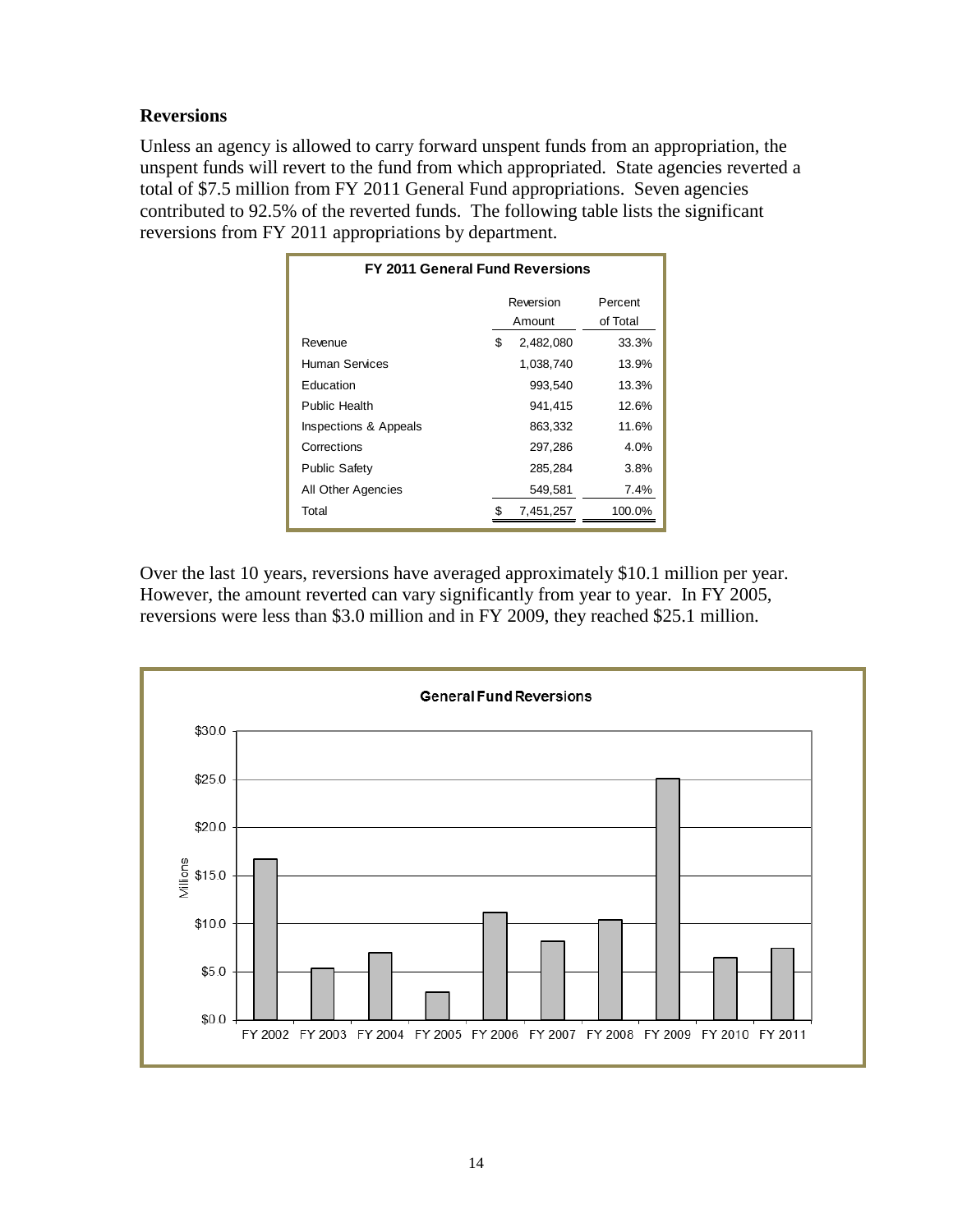## Reversions

Unless an agency is allowed to carry forward unspent funds from an appropriation, the unspent funds will revert to the fund from which appropriated. State agencies reverted a total of $7.5 million from FY 2011 General Fund appropriations. Seven agencies contributed to 92.5% of the reverted funds. The following table lists the significant reversions from FY 2011 appropriations by department.

**FY 2011 General Fund Reversions**

| | Reversion Amount | Percent of Total |
|---|---|---|
| Revenue | $ 2,482,080 | 33.3% |
| Human Services | 1,038,740 | 13.9% |
| Education | 993,540 | 13.3% |
| Public Health | 941,415 | 12.6% |
| Inspections & Appeals | 863,332 | 11.6% |
| Corrections | 297,286 | 4.0% |
| Public Safety | 285,284 | 3.8% |
| All Other Agencies | 549,581 | 7.4% |
| Total | $ 7,451,257 | 100.0% |

Over the last 10 years, reversions have averaged approximately $10.1 million per year. However, the amount reverted can vary significantly from year to year. In FY 2005, reversions were less than $3.0 million and in FY 2009, they reached $25.1 million.

**General Fund Reversions**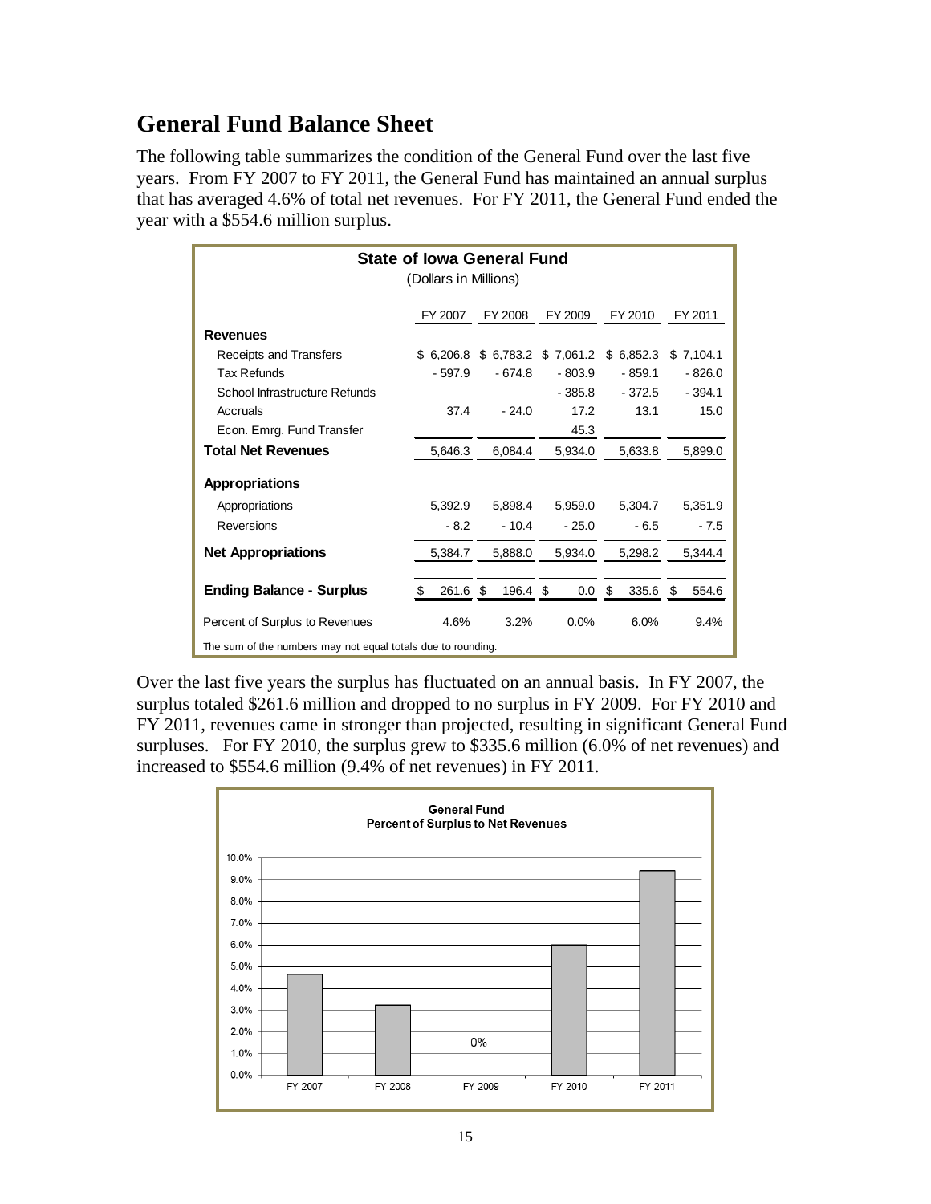## General Fund Balance Sheet

The following table summarizes the condition of the General Fund over the last five years. From FY 2007 to FY 2011, the General Fund has maintained an annual surplus that has averaged 4.6% of total net revenues. For FY 2011, the General Fund ended the year with a $554.6 million surplus.

**State of Iowa General Fund**
(Dollars in Millions)

| | FY 2007 | FY 2008 | FY 2009 | FY 2010 | FY 2011 |
|---|---|---|---|---|---|
| **Revenues** | | | | | |
| Receipts and Transfers | $ 6,206.8 | $ 6,783.2 | $ 7,061.2 | $ 6,852.3 | $ 7,104.1 |
| Tax Refunds | - 597.9 | - 674.8 | - 803.9 | - 859.1 | - 826.0 |
| School Infrastructure Refunds | | | - 385.8 | - 372.5 | - 394.1 |
| Accruals | 37.4 | - 24.0 | 17.2 | 13.1 | 15.0 |
| Econ. Emrg. Fund Transfer | | | 45.3 | | |
| **Total Net Revenues** | 5,646.3 | 6,084.4 | 5,934.0 | 5,633.8 | 5,899.0 |
| **Appropriations** | | | | | |
| Appropriations | 5,392.9 | 5,898.4 | 5,959.0 | 5,304.7 | 5,351.9 |
| Reversions | - 8.2 | - 10.4 | - 25.0 | - 6.5 | - 7.5 |
| **Net Appropriations** | 5,384.7 | 5,888.0 | 5,934.0 | 5,298.2 | 5,344.4 |
| **Ending Balance - Surplus** | $ 261.6 | $ 196.4 | $ 0.0 | $ 335.6 | $ 554.6 |
| Percent of Surplus to Revenues | 4.6% | 3.2% | 0.0% | 6.0% | 9.4% |

The sum of the numbers may not equal totals due to rounding.

Over the last five years the surplus has fluctuated on an annual basis. In FY 2007, the surplus totaled $261.6 million and dropped to no surplus in FY 2009. For FY 2010 and FY 2011, revenues came in stronger than projected, resulting in significant General Fund surpluses. For FY 2010, the surplus grew to $335.6 million (6.0% of net revenues) and increased to $554.6 million (9.4% of net revenues) in FY 2011.

**General Fund**
**Percent of Surplus to Net Revenues**

| Fiscal Year | Percent |
|---|---|
| FY 2007 | 4.6% |
| FY 2008 | 3.2% |
| FY 2009 | 0% |
| FY 2010 | 6.0% |
| FY 2011 | 9.4% |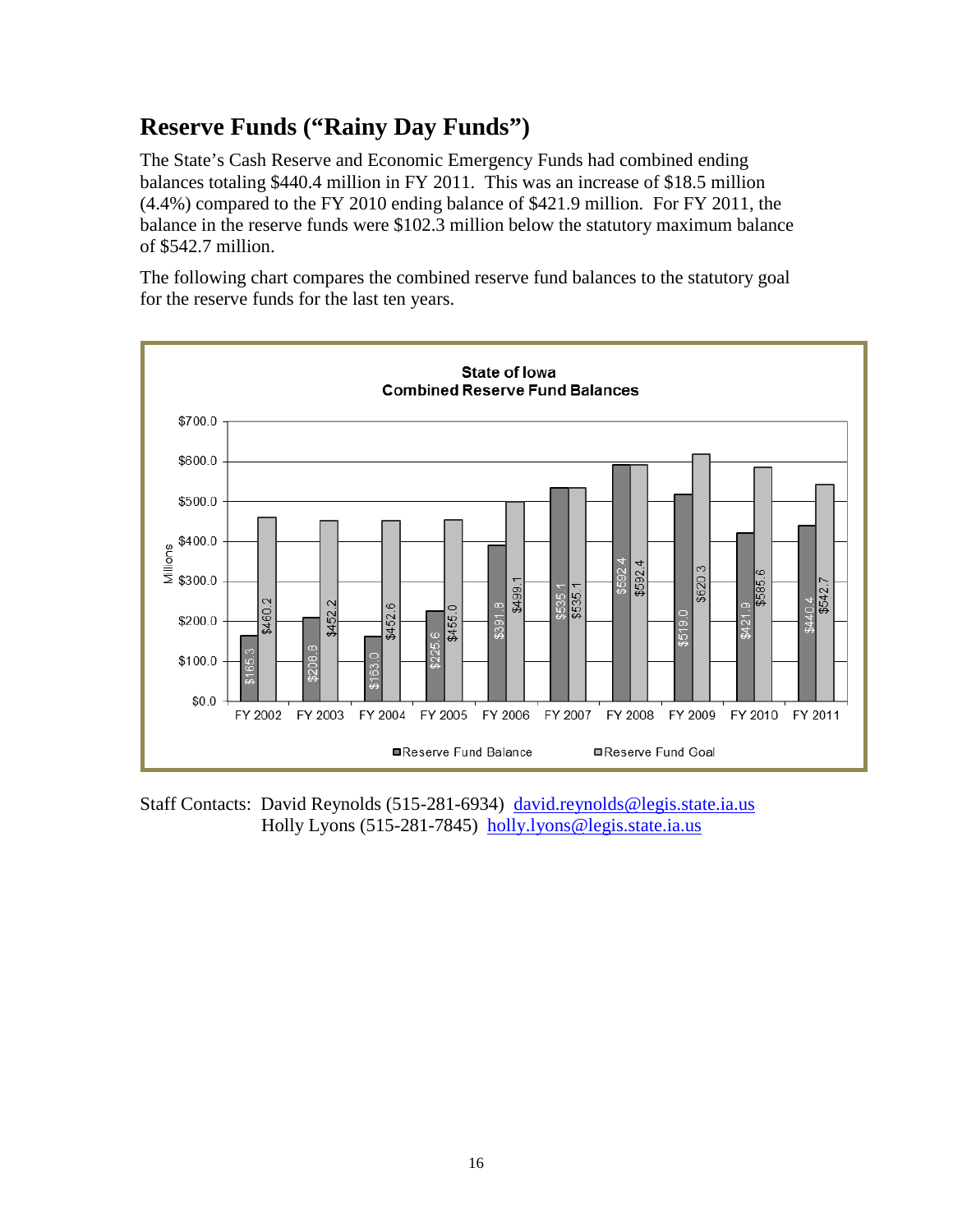## Reserve Funds ("Rainy Day Funds")

The State's Cash Reserve and Economic Emergency Funds had combined ending balances totaling $440.4 million in FY 2011. This was an increase of $18.5 million (4.4%) compared to the FY 2010 ending balance of $421.9 million. For FY 2011, the balance in the reserve funds were $102.3 million below the statutory maximum balance of $542.7 million.

The following chart compares the combined reserve fund balances to the statutory goal for the reserve funds for the last ten years.

**State of Iowa**
**Combined Reserve Fund Balances**

(Millions)

| | Reserve Fund Balance | Reserve Fund Goal |
|---|---|---|
| FY 2002 | $165.3 | $460.2 |
| FY 2003 | $208.8 | $452.2 |
| FY 2004 | $163.0 | $452.6 |
| FY 2005 | $225.6 | $455.0 |
| FY 2006 | $391.8 | $499.1 |
| FY 2007 | $535.1 | $535.1 |
| FY 2008 | $592.4 | $592.4 |
| FY 2009 | $519.0 | $620.3 |
| FY 2010 | $421.9 | $585.6 |
| FY 2011 | $440.4 | $542.7 |

Staff Contacts: David Reynolds (515-281-6934) david.reynolds@legis.state.ia.us
Holly Lyons (515-281-7845) holly.lyons@legis.state.ia.us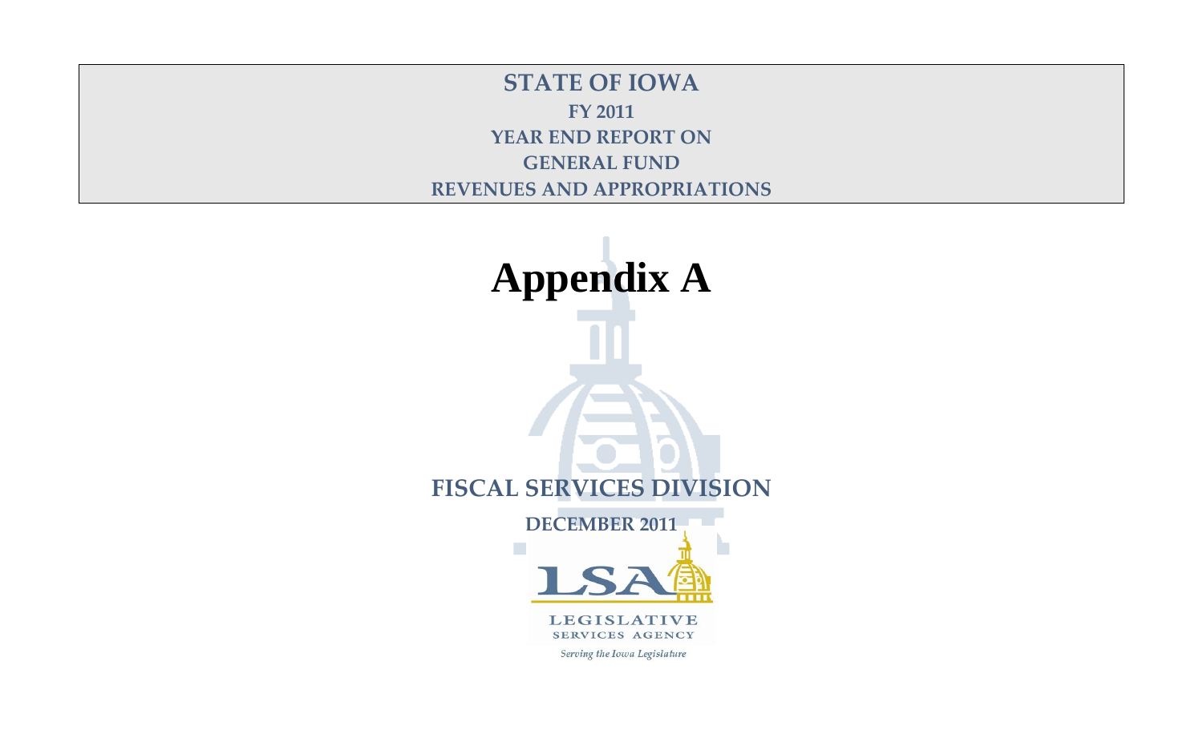**STATE OF IOWA**

**FY 2011**

**YEAR END REPORT ON**

**GENERAL FUND**

**REVENUES AND APPROPRIATIONS**

# Appendix A

**FISCAL SERVICES DIVISION**

**DECEMBER 2011**

LSA

LEGISLATIVE SERVICES AGENCY

*Serving the Iowa Legislature*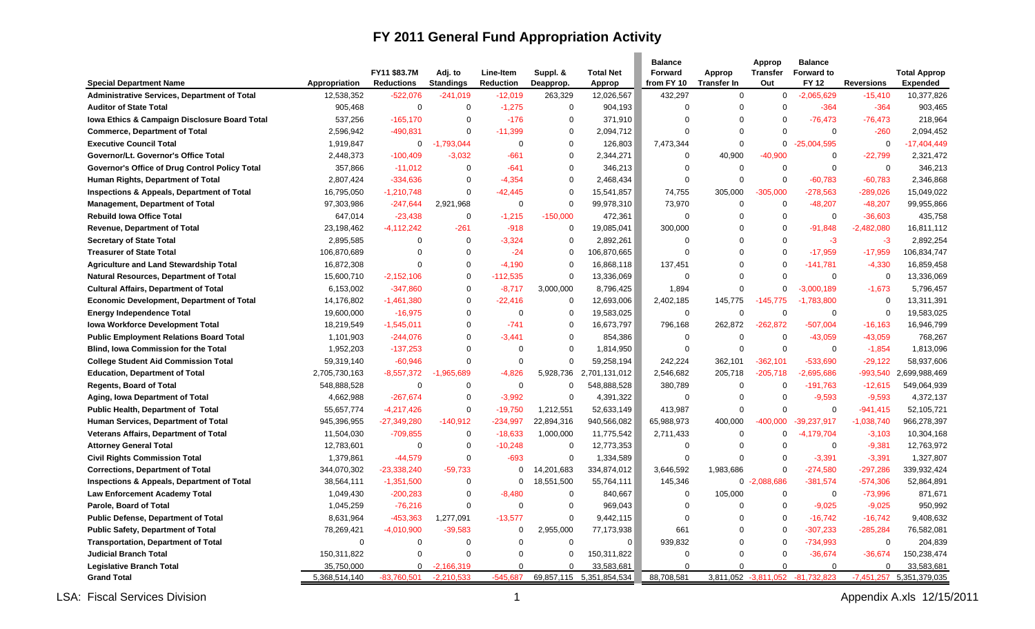# FY 2011 General Fund Appropriation Activity

| Special Department Name | Appropriation | FY11 $83.7M Reductions | Adj. to Standings | Line-Item Reduction | Suppl. & Deapprop. | Total Net Approp | Balance Forward from FY 10 | Approp Transfer In | Approp Transfer Out | Balance Forward to FY 12 | Reversions | Total Approp Expended |
|---|---|---|---|---|---|---|---|---|---|---|---|---|
| Administrative Services, Department of Total | 12,538,352 | -522,076 | -241,019 | -12,019 | 263,329 | 12,026,567 | 432,297 | 0 | 0 | -2,065,629 | -15,410 | 10,377,826 |
| Auditor of State Total | 905,468 | 0 | 0 | -1,275 | 0 | 904,193 | 0 | 0 | 0 | -364 | -364 | 903,465 |
| Iowa Ethics & Campaign Disclosure Board Total | 537,256 | -165,170 | 0 | -176 | 0 | 371,910 | 0 | 0 | 0 | -76,473 | -76,473 | 218,964 |
| Commerce, Department of Total | 2,596,942 | -490,831 | 0 | -11,399 | 0 | 2,094,712 | 0 | 0 | 0 | 0 | -260 | 2,094,452 |
| Executive Council Total | 1,919,847 | 0 | -1,793,044 | 0 | 0 | 126,803 | 7,473,344 | 0 | 0 | -25,004,595 | 0 | -17,404,449 |
| Governor/Lt. Governor's Office Total | 2,448,373 | -100,409 | -3,032 | -661 | 0 | 2,344,271 | 0 | 40,900 | -40,900 | 0 | -22,799 | 2,321,472 |
| Governor's Office of Drug Control Policy Total | 357,866 | -11,012 | 0 | -641 | 0 | 346,213 | 0 | 0 | 0 | 0 | 0 | 346,213 |
| Human Rights, Department of Total | 2,807,424 | -334,636 | 0 | -4,354 | 0 | 2,468,434 | 0 | 0 | 0 | -60,783 | -60,783 | 2,346,868 |
| Inspections & Appeals, Department of Total | 16,795,050 | -1,210,748 | 0 | -42,445 | 0 | 15,541,857 | 74,755 | 305,000 | -305,000 | -278,563 | -289,026 | 15,049,022 |
| Management, Department of Total | 97,303,986 | -247,644 | 2,921,968 | 0 | 0 | 99,978,310 | 73,970 | 0 | 0 | -48,207 | -48,207 | 99,955,866 |
| Rebuild Iowa Office Total | 647,014 | -23,438 | 0 | -1,215 | -150,000 | 472,361 | 0 | 0 | 0 | 0 | -36,603 | 435,758 |
| Revenue, Department of Total | 23,198,462 | -4,112,242 | -261 | -918 | 0 | 19,085,041 | 300,000 | 0 | 0 | -91,848 | -2,482,080 | 16,811,112 |
| Secretary of State Total | 2,895,585 | 0 | 0 | -3,324 | 0 | 2,892,261 | 0 | 0 | 0 | -3 | -3 | 2,892,254 |
| Treasurer of State Total | 106,870,689 | 0 | 0 | -24 | 0 | 106,870,665 | 0 | 0 | 0 | -17,959 | -17,959 | 106,834,747 |
| Agriculture and Land Stewardship Total | 16,872,308 | 0 | 0 | -4,190 | 0 | 16,868,118 | 137,451 | 0 | 0 | -141,781 | -4,330 | 16,859,458 |
| Natural Resources, Department of Total | 15,600,710 | -2,152,106 | 0 | -112,535 | 0 | 13,336,069 | 0 | 0 | 0 | 0 | 0 | 13,336,069 |
| Cultural Affairs, Department of Total | 6,153,002 | -347,860 | 0 | -8,717 | 3,000,000 | 8,796,425 | 1,894 | 0 | 0 | -3,000,189 | -1,673 | 5,796,457 |
| Economic Development, Department of Total | 14,176,802 | -1,461,380 | 0 | -22,416 | 0 | 12,693,006 | 2,402,185 | 145,775 | -145,775 | -1,783,800 | 0 | 13,311,391 |
| Energy Independence Total | 19,600,000 | -16,975 | 0 | 0 | 0 | 19,583,025 | 0 | 0 | 0 | 0 | 0 | 19,583,025 |
| Iowa Workforce Development Total | 18,219,549 | -1,545,011 | 0 | -741 | 0 | 16,673,797 | 796,168 | 262,872 | -262,872 | -507,004 | -16,163 | 16,946,799 |
| Public Employment Relations Board Total | 1,101,903 | -244,076 | 0 | -3,441 | 0 | 854,386 | 0 | 0 | 0 | -43,059 | -43,059 | 768,267 |
| Blind, Iowa Commission for the Total | 1,952,203 | -137,253 | 0 | 0 | 0 | 1,814,950 | 0 | 0 | 0 | 0 | -1,854 | 1,813,096 |
| College Student Aid Commission Total | 59,319,140 | -60,946 | 0 | 0 | 0 | 59,258,194 | 242,224 | 362,101 | -362,101 | -533,690 | -29,122 | 58,937,606 |
| Education, Department of Total | 2,705,730,163 | -8,557,372 | -1,965,689 | -4,826 | 5,928,736 | 2,701,131,012 | 2,546,682 | 205,718 | -205,718 | -2,695,686 | -993,540 | 2,699,988,469 |
| Regents, Board of Total | 548,888,528 | 0 | 0 | 0 | 0 | 548,888,528 | 380,789 | 0 | 0 | -191,763 | -12,615 | 549,064,939 |
| Aging, Iowa Department of Total | 4,662,988 | -267,674 | 0 | -3,992 | 0 | 4,391,322 | 0 | 0 | 0 | -9,593 | -9,593 | 4,372,137 |
| Public Health, Department of Total | 55,657,774 | -4,217,426 | 0 | -19,750 | 1,212,551 | 52,633,149 | 413,987 | 0 | 0 | 0 | -941,415 | 52,105,721 |
| Human Services, Department of Total | 945,396,955 | -27,349,280 | -140,912 | -234,997 | 22,894,316 | 940,566,082 | 65,988,973 | 400,000 | -400,000 | -39,237,917 | -1,038,740 | 966,278,397 |
| Veterans Affairs, Department of Total | 11,504,030 | -709,855 | 0 | -18,633 | 1,000,000 | 11,775,542 | 2,711,433 | 0 | 0 | -4,179,704 | -3,103 | 10,304,168 |
| Attorney General Total | 12,783,601 | 0 | 0 | -10,248 | 0 | 12,773,353 | 0 | 0 | 0 | 0 | -9,381 | 12,763,972 |
| Civil Rights Commission Total | 1,379,861 | -44,579 | 0 | -693 | 0 | 1,334,589 | 0 | 0 | 0 | -3,391 | -3,391 | 1,327,807 |
| Corrections, Department of Total | 344,070,302 | -23,338,240 | -59,733 | 0 | 14,201,683 | 334,874,012 | 3,646,592 | 1,983,686 | 0 | -274,580 | -297,286 | 339,932,424 |
| Inspections & Appeals, Department of Total | 38,564,111 | -1,351,500 | 0 | 0 | 18,551,500 | 55,764,111 | 145,346 | 0 | -2,088,686 | -381,574 | -574,306 | 52,864,891 |
| Law Enforcement Academy Total | 1,049,430 | -200,283 | 0 | -8,480 | 0 | 840,667 | 0 | 105,000 | 0 | 0 | -73,996 | 871,671 |
| Parole, Board of Total | 1,045,259 | -76,216 | 0 | 0 | 0 | 969,043 | 0 | 0 | 0 | -9,025 | -9,025 | 950,992 |
| Public Defense, Department of Total | 8,631,964 | -453,363 | 1,277,091 | -13,577 | 0 | 9,442,115 | 0 | 0 | 0 | -16,742 | -16,742 | 9,408,632 |
| Public Safety, Department of Total | 78,269,421 | -4,010,900 | -39,583 | 0 | 2,955,000 | 77,173,938 | 661 | 0 | 0 | -307,233 | -285,284 | 76,582,081 |
| Transportation, Department of Total | 0 | 0 | 0 | 0 | 0 | 0 | 939,832 | 0 | 0 | -734,993 | 0 | 204,839 |
| Judicial Branch Total | 150,311,822 | 0 | 0 | 0 | 0 | 150,311,822 | 0 | 0 | 0 | -36,674 | -36,674 | 150,238,474 |
| Legislative Branch Total | 35,750,000 | 0 | -2,166,319 | 0 | 0 | 33,583,681 | 0 | 0 | 0 | 0 | 0 | 33,583,681 |
| **Grand Total** | 5,368,514,140 | -83,760,501 | -2,210,533 | -545,687 | 69,857,115 | 5,351,854,534 | 88,708,581 | 3,811,052 | -3,811,052 | -81,732,823 | -7,451,257 | 5,351,379,035 |

LSA: Fiscal Services Division

Appendix A.xls 12/15/2011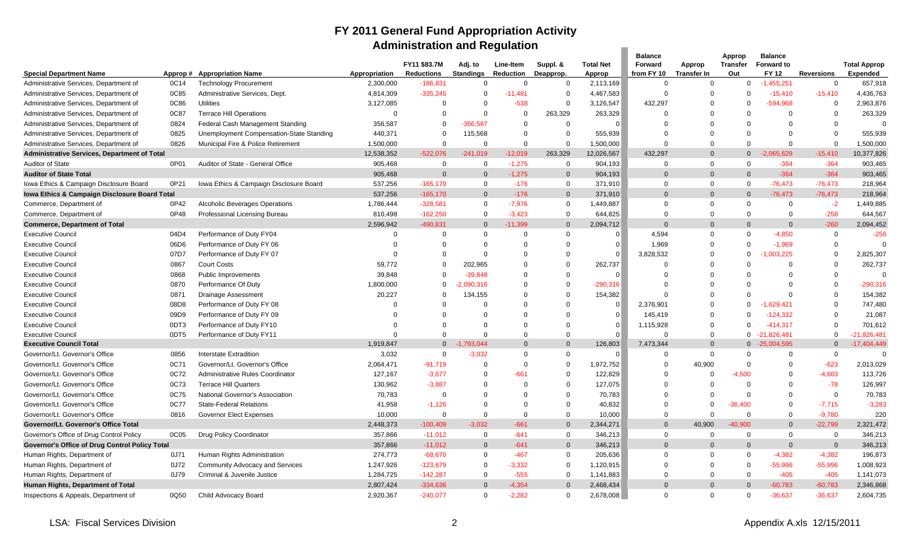# FY 2011 General Fund Appropriation Activity

## Administration and Regulation

| Special Department Name | Approp # | Appropriation Name | Appropriation | FY11 $83.7M Reductions | Adj. to Standings | Line-Item Reduction | Suppl. & Deapprop. | Total Net Approp | Balance Forward from FY 10 | Approp Transfer In | Approp Transfer Out | Balance Forward to FY 12 | Reversions | Total Approp Expended |
|---|---|---|---|---|---|---|---|---|---|---|---|---|---|---|
| Administrative Services, Department of | 0C14 | Technology Procurement | 2,300,000 | -186,831 | 0 | 0 | 0 | 2,113,169 | 0 | 0 | 0 | -1,455,251 | 0 | 657,918 |
| Administrative Services, Department of | 0C85 | Administrative Services, Dept. | 4,814,309 | -335,245 | 0 | -11,481 | 0 | 4,467,583 | 0 | 0 | 0 | -15,410 | -15,410 | 4,436,763 |
| Administrative Services, Department of | 0C86 | Utilities | 3,127,085 | 0 | 0 | -538 | 0 | 3,126,547 | 432,297 | 0 | 0 | -594,968 | 0 | 2,963,876 |
| Administrative Services, Department of | 0C87 | Terrace Hill Operations | 0 | 0 | 0 | 0 | 263,329 | 263,329 | 0 | 0 | 0 | 0 | 0 | 263,329 |
| Administrative Services, Department of | 0824 | Federal Cash Management Standing | 356,587 | 0 | -356,587 | 0 | 0 | 0 | 0 | 0 | 0 | 0 | 0 | 0 |
| Administrative Services, Department of | 0825 | Unemployment Compensation-State Standing | 440,371 | 0 | 115,568 | 0 | 0 | 555,939 | 0 | 0 | 0 | 0 | 0 | 555,939 |
| Administrative Services, Department of | 0826 | Municipal Fire & Police Retirement | 1,500,000 | 0 | 0 | 0 | 0 | 1,500,000 | 0 | 0 | 0 | 0 | 0 | 1,500,000 |
| **Administrative Services, Department of Total** | | | 12,538,352 | -522,076 | -241,019 | -12,019 | 263,329 | 12,026,567 | 432,297 | 0 | 0 | -2,065,629 | -15,410 | 10,377,826 |
| Auditor of State | 0P01 | Auditor of State - General Office | 905,468 | 0 | 0 | -1,275 | 0 | 904,193 | 0 | 0 | 0 | -364 | -364 | 903,465 |
| **Auditor of State Total** | | | 905,468 | 0 | 0 | -1,275 | 0 | 904,193 | 0 | 0 | 0 | -364 | -364 | 903,465 |
| Iowa Ethics & Campaign Disclosure Board | 0P21 | Iowa Ethics & Campaign Disclosure Board | 537,256 | -165,170 | 0 | -176 | 0 | 371,910 | 0 | 0 | 0 | -76,473 | -76,473 | 218,964 |
| **Iowa Ethics & Campaign Disclosure Board Total** | | | 537,256 | -165,170 | 0 | -176 | 0 | 371,910 | 0 | 0 | 0 | -76,473 | -76,473 | 218,964 |
| Commerce, Department of | 0P42 | Alcoholic Beverages Operations | 1,786,444 | -328,581 | 0 | -7,976 | 0 | 1,449,887 | 0 | 0 | 0 | 0 | -2 | 1,449,885 |
| Commerce, Department of | 0P48 | Professional Licensing Bureau | 810,498 | -162,250 | 0 | -3,423 | 0 | 644,825 | 0 | 0 | 0 | 0 | -258 | 644,567 |
| **Commerce, Department of Total** | | | 2,596,942 | -490,831 | 0 | -11,399 | 0 | 2,094,712 | 0 | 0 | 0 | 0 | -260 | 2,094,452 |
| Executive Council | 04D4 | Performance of Duty FY04 | 0 | 0 | 0 | 0 | 0 | 0 | 4,594 | 0 | 0 | -4,850 | 0 | -256 |
| Executive Council | 06D6 | Performance of Duty FY 06 | 0 | 0 | 0 | 0 | 0 | 0 | 1,969 | 0 | 0 | -1,969 | 0 | 0 |
| Executive Council | 07D7 | Performance of Duty FY 07 | 0 | 0 | 0 | 0 | 0 | 0 | 3,828,532 | 0 | 0 | -1,003,225 | 0 | 2,825,307 |
| Executive Council | 0867 | Court Costs | 59,772 | 0 | 202,965 | 0 | 0 | 262,737 | 0 | 0 | 0 | 0 | 0 | 262,737 |
| Executive Council | 0868 | Public Improvements | 39,848 | 0 | -39,848 | 0 | 0 | 0 | 0 | 0 | 0 | 0 | 0 | 0 |
| Executive Council | 0870 | Performance Of Duty | 1,800,000 | 0 | -2,090,316 | 0 | 0 | -290,316 | 0 | 0 | 0 | 0 | 0 | -290,316 |
| Executive Council | 0871 | Drainage Assessment | 20,227 | 0 | 134,155 | 0 | 0 | 154,382 | 0 | 0 | 0 | 0 | 0 | 154,382 |
| Executive Council | 08D8 | Performance of Duty FY 08 | 0 | 0 | 0 | 0 | 0 | 0 | 2,376,901 | 0 | 0 | -1,629,421 | 0 | 747,480 |
| Executive Council | 09D9 | Performance of Duty FY 09 | 0 | 0 | 0 | 0 | 0 | 0 | 145,419 | 0 | 0 | -124,332 | 0 | 21,087 |
| Executive Council | 0DT3 | Performance of Duty FY10 | 0 | 0 | 0 | 0 | 0 | 0 | 1,115,928 | 0 | 0 | -414,317 | 0 | 701,612 |
| Executive Council | 0DT5 | Performance of Duty FY11 | 0 | 0 | 0 | 0 | 0 | 0 | 0 | 0 | 0 | -21,826,481 | 0 | -21,826,481 |
| **Executive Council Total** | | | 1,919,847 | 0 | -1,793,044 | 0 | 0 | 126,803 | 7,473,344 | 0 | 0 | -25,004,595 | 0 | -17,404,449 |
| Governor/Lt. Governor's Office | 0856 | Interstate Extradition | 3,032 | 0 | -3,032 | 0 | 0 | 0 | 0 | 0 | 0 | 0 | 0 | 0 |
| Governor/Lt. Governor's Office | 0C71 | Governor/Lt. Governor's Office | 2,064,471 | -91,719 | 0 | 0 | 0 | 1,972,752 | 0 | 40,900 | 0 | 0 | -623 | 2,013,029 |
| Governor/Lt. Governor's Office | 0C72 | Administrative Rules Coordinator | 127,167 | -3,677 | 0 | -661 | 0 | 122,829 | 0 | 0 | -4,500 | 0 | -4,603 | 113,726 |
| Governor/Lt. Governor's Office | 0C73 | Terrace Hill Quarters | 130,962 | -3,887 | 0 | 0 | 0 | 127,075 | 0 | 0 | 0 | 0 | -78 | 126,997 |
| Governor/Lt. Governor's Office | 0C75 | National Governor's Association | 70,783 | 0 | 0 | 0 | 0 | 70,783 | 0 | 0 | 0 | 0 | 0 | 70,783 |
| Governor/Lt. Governor's Office | 0C77 | State-Federal Relations | 41,958 | -1,126 | 0 | 0 | 0 | 40,832 | 0 | 0 | -36,400 | 0 | -7,715 | -3,283 |
| Governor/Lt. Governor's Office | 0816 | Governor Elect Expenses | 10,000 | 0 | 0 | 0 | 0 | 10,000 | 0 | 0 | 0 | 0 | -9,780 | 220 |
| **Governor/Lt. Governor's Office Total** | | | 2,448,373 | -100,409 | -3,032 | -661 | 0 | 2,344,271 | 0 | 40,900 | -40,900 | 0 | -22,799 | 2,321,472 |
| Governor's Office of Drug Control Policy | 0C05 | Drug Policy Coordinator | 357,866 | -11,012 | 0 | -641 | 0 | 346,213 | 0 | 0 | 0 | 0 | 0 | 346,213 |
| **Governor's Office of Drug Control Policy Total** | | | 357,866 | -11,012 | 0 | -641 | 0 | 346,213 | 0 | 0 | 0 | 0 | 0 | 346,213 |
| Human Rights, Department of | 0J71 | Human Rights Administration | 274,773 | -68,670 | 0 | -467 | 0 | 205,636 | 0 | 0 | 0 | -4,382 | -4,382 | 196,873 |
| Human Rights, Department of | 0J72 | Community Advocacy and Services | 1,247,926 | -123,679 | 0 | -3,332 | 0 | 1,120,915 | 0 | 0 | 0 | -55,996 | -55,996 | 1,008,923 |
| Human Rights, Department of | 0J79 | Criminal & Juvenile Justice | 1,284,725 | -142,287 | 0 | -555 | 0 | 1,141,883 | 0 | 0 | 0 | -405 | -405 | 1,141,073 |
| **Human Rights, Department of Total** | | | 2,807,424 | -334,636 | 0 | -4,354 | 0 | 2,468,434 | 0 | 0 | 0 | -60,783 | -60,783 | 2,346,868 |
| Inspections & Appeals, Department of | 0Q50 | Child Advocacy Board | 2,920,367 | -240,077 | 0 | -2,282 | 0 | 2,678,008 | 0 | 0 | 0 | -36,637 | -36,637 | 2,604,735 |

LSA: Fiscal Services Division — Appendix A.xls 12/15/2011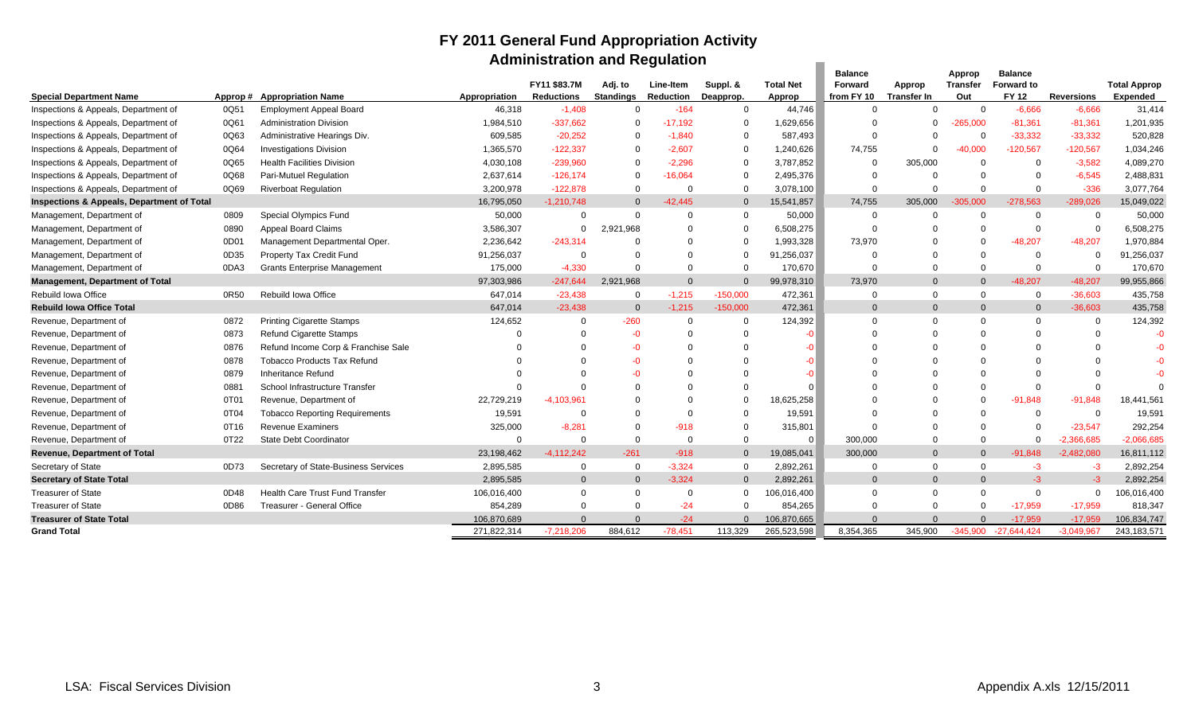# FY 2011 General Fund Appropriation Activity

## Administration and Regulation

| Special Department Name | Approp # | Appropriation Name | Appropriation | FY11 $83.7M Reductions | Adj. to Standings | Line-Item Reduction | Suppl. & Deapprop. | Total Net Approp | Balance Forward from FY 10 | Approp Transfer In | Approp Transfer Out | Balance Forward to FY 12 | Reversions | Total Approp Expended |
|---|---|---|---|---|---|---|---|---|---|---|---|---|---|---|
| Inspections & Appeals, Department of | 0Q51 | Employment Appeal Board | 46,318 | -1,408 | 0 | -164 | 0 | 44,746 | 0 | 0 | 0 | -6,666 | -6,666 | 31,414 |
| Inspections & Appeals, Department of | 0Q61 | Administration Division | 1,984,510 | -337,662 | 0 | -17,192 | 0 | 1,629,656 | 0 | 0 | -265,000 | -81,361 | -81,361 | 1,201,935 |
| Inspections & Appeals, Department of | 0Q63 | Administrative Hearings Div. | 609,585 | -20,252 | 0 | -1,840 | 0 | 587,493 | 0 | 0 | 0 | -33,332 | -33,332 | 520,828 |
| Inspections & Appeals, Department of | 0Q64 | Investigations Division | 1,365,570 | -122,337 | 0 | -2,607 | 0 | 1,240,626 | 74,755 | 0 | -40,000 | -120,567 | -120,567 | 1,034,246 |
| Inspections & Appeals, Department of | 0Q65 | Health Facilities Division | 4,030,108 | -239,960 | 0 | -2,296 | 0 | 3,787,852 | 0 | 305,000 | 0 | 0 | -3,582 | 4,089,270 |
| Inspections & Appeals, Department of | 0Q68 | Pari-Mutuel Regulation | 2,637,614 | -126,174 | 0 | -16,064 | 0 | 2,495,376 | 0 | 0 | 0 | 0 | -6,545 | 2,488,831 |
| Inspections & Appeals, Department of | 0Q69 | Riverboat Regulation | 3,200,978 | -122,878 | 0 | 0 | 0 | 3,078,100 | 0 | 0 | 0 | 0 | -336 | 3,077,764 |
| **Inspections & Appeals, Department of Total** | | | 16,795,050 | -1,210,748 | 0 | -42,445 | 0 | 15,541,857 | 74,755 | 305,000 | -305,000 | -278,563 | -289,026 | 15,049,022 |
| Management, Department of | 0809 | Special Olympics Fund | 50,000 | 0 | 0 | 0 | 0 | 50,000 | 0 | 0 | 0 | 0 | 0 | 50,000 |
| Management, Department of | 0890 | Appeal Board Claims | 3,586,307 | 0 | 2,921,968 | 0 | 0 | 6,508,275 | 0 | 0 | 0 | 0 | 0 | 6,508,275 |
| Management, Department of | 0D01 | Management Departmental Oper. | 2,236,642 | -243,314 | 0 | 0 | 0 | 1,993,328 | 73,970 | 0 | 0 | -48,207 | -48,207 | 1,970,884 |
| Management, Department of | 0D35 | Property Tax Credit Fund | 91,256,037 | 0 | 0 | 0 | 0 | 91,256,037 | 0 | 0 | 0 | 0 | 0 | 91,256,037 |
| Management, Department of | 0DA3 | Grants Enterprise Management | 175,000 | -4,330 | 0 | 0 | 0 | 170,670 | 0 | 0 | 0 | 0 | 0 | 170,670 |
| **Management, Department of Total** | | | 97,303,986 | -247,644 | 2,921,968 | 0 | 0 | 99,978,310 | 73,970 | 0 | 0 | -48,207 | -48,207 | 99,955,866 |
| Rebuild Iowa Office | 0R50 | Rebuild Iowa Office | 647,014 | -23,438 | 0 | -1,215 | -150,000 | 472,361 | 0 | 0 | 0 | 0 | -36,603 | 435,758 |
| **Rebuild Iowa Office Total** | | | 647,014 | -23,438 | 0 | -1,215 | -150,000 | 472,361 | 0 | 0 | 0 | 0 | -36,603 | 435,758 |
| Revenue, Department of | 0872 | Printing Cigarette Stamps | 124,652 | 0 | -260 | 0 | 0 | 124,392 | 0 | 0 | 0 | 0 | 0 | 124,392 |
| Revenue, Department of | 0873 | Refund Cigarette Stamps | 0 | 0 | -0 | 0 | 0 | -0 | 0 | 0 | 0 | 0 | 0 | -0 |
| Revenue, Department of | 0876 | Refund Income Corp & Franchise Sale | 0 | 0 | -0 | 0 | 0 | -0 | 0 | 0 | 0 | 0 | 0 | -0 |
| Revenue, Department of | 0878 | Tobacco Products Tax Refund | 0 | 0 | -0 | 0 | 0 | -0 | 0 | 0 | 0 | 0 | 0 | -0 |
| Revenue, Department of | 0879 | Inheritance Refund | 0 | 0 | -0 | 0 | 0 | -0 | 0 | 0 | 0 | 0 | 0 | -0 |
| Revenue, Department of | 0881 | School Infrastructure Transfer | 0 | 0 | 0 | 0 | 0 | 0 | 0 | 0 | 0 | 0 | 0 | 0 |
| Revenue, Department of | 0T01 | Revenue, Department of | 22,729,219 | -4,103,961 | 0 | 0 | 0 | 18,625,258 | 0 | 0 | 0 | -91,848 | -91,848 | 18,441,561 |
| Revenue, Department of | 0T04 | Tobacco Reporting Requirements | 19,591 | 0 | 0 | 0 | 0 | 19,591 | 0 | 0 | 0 | 0 | 0 | 19,591 |
| Revenue, Department of | 0T16 | Revenue Examiners | 325,000 | -8,281 | 0 | -918 | 0 | 315,801 | 0 | 0 | 0 | 0 | -23,547 | 292,254 |
| Revenue, Department of | 0T22 | State Debt Coordinator | 0 | 0 | 0 | 0 | 0 | 0 | 300,000 | 0 | 0 | 0 | -2,366,685 | -2,066,685 |
| **Revenue, Department of Total** | | | 23,198,462 | -4,112,242 | -261 | -918 | 0 | 19,085,041 | 300,000 | 0 | 0 | -91,848 | -2,482,080 | 16,811,112 |
| Secretary of State | 0D73 | Secretary of State-Business Services | 2,895,585 | 0 | 0 | -3,324 | 0 | 2,892,261 | 0 | 0 | 0 | -3 | -3 | 2,892,254 |
| **Secretary of State Total** | | | 2,895,585 | 0 | 0 | -3,324 | 0 | 2,892,261 | 0 | 0 | 0 | -3 | -3 | 2,892,254 |
| Treasurer of State | 0D48 | Health Care Trust Fund Transfer | 106,016,400 | 0 | 0 | 0 | 0 | 106,016,400 | 0 | 0 | 0 | 0 | 0 | 106,016,400 |
| Treasurer of State | 0D86 | Treasurer - General Office | 854,289 | 0 | 0 | -24 | 0 | 854,265 | 0 | 0 | 0 | -17,959 | -17,959 | 818,347 |
| **Treasurer of State Total** | | | 106,870,689 | 0 | 0 | -24 | 0 | 106,870,665 | 0 | 0 | 0 | -17,959 | -17,959 | 106,834,747 |
| **Grand Total** | | | 271,822,314 | -7,218,206 | 884,612 | -78,451 | 113,329 | 265,523,598 | 8,354,365 | 345,900 | -345,900 | -27,644,424 | -3,049,967 | 243,183,571 |

LSA: Fiscal Services Division — Appendix A.xls 12/15/2011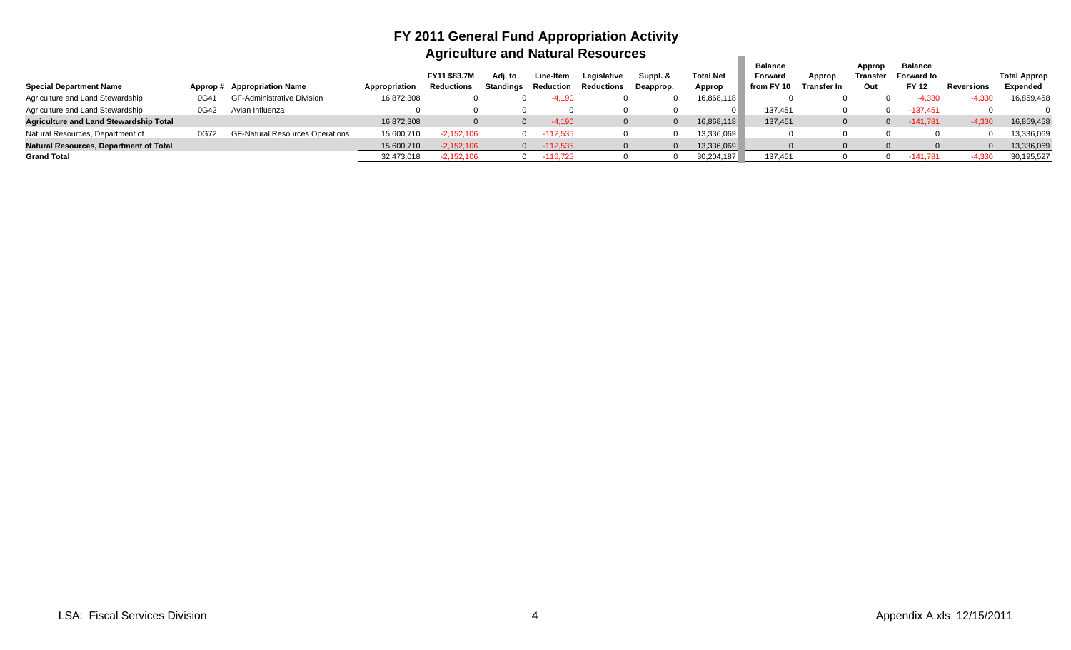# FY 2011 General Fund Appropriation Activity
## Agriculture and Natural Resources

| Special Department Name | Approp # | Appropriation Name | Appropriation | FY11 $83.7M Reductions | Adj. to Standings | Line-Item Reduction | Legislative Reductions | Suppl. & Deapprop. | Total Net Approp | Balance Forward from FY 10 | Approp Transfer In | Approp Transfer Out | Balance Forward to FY 12 | Reversions | Total Approp Expended |
|---|---|---|---|---|---|---|---|---|---|---|---|---|---|---|---|
| Agriculture and Land Stewardship | 0G41 | GF-Administrative Division | 16,872,308 | 0 | 0 | -4,190 | 0 | 0 | 16,868,118 | 0 | 0 | 0 | -4,330 | -4,330 | 16,859,458 |
| Agriculture and Land Stewardship | 0G42 | Avian Influenza | 0 | 0 | 0 | 0 | 0 | 0 | 0 | 137,451 | 0 | 0 | -137,451 | 0 | 0 |
| **Agriculture and Land Stewardship Total** | | | 16,872,308 | 0 | 0 | -4,190 | 0 | 0 | 16,868,118 | 137,451 | 0 | 0 | -141,781 | -4,330 | 16,859,458 |
| Natural Resources, Department of | 0G72 | GF-Natural Resources Operations | 15,600,710 | -2,152,106 | 0 | -112,535 | 0 | 0 | 13,336,069 | 0 | 0 | 0 | 0 | 0 | 13,336,069 |
| **Natural Resources, Department of Total** | | | 15,600,710 | -2,152,106 | 0 | -112,535 | 0 | 0 | 13,336,069 | 0 | 0 | 0 | 0 | 0 | 13,336,069 |
| **Grand Total** | | | 32,473,018 | -2,152,106 | 0 | -116,725 | 0 | 0 | 30,204,187 | 137,451 | 0 | 0 | -141,781 | -4,330 | 30,195,527 |

LSA: Fiscal Services Division

Appendix A.xls 12/15/2011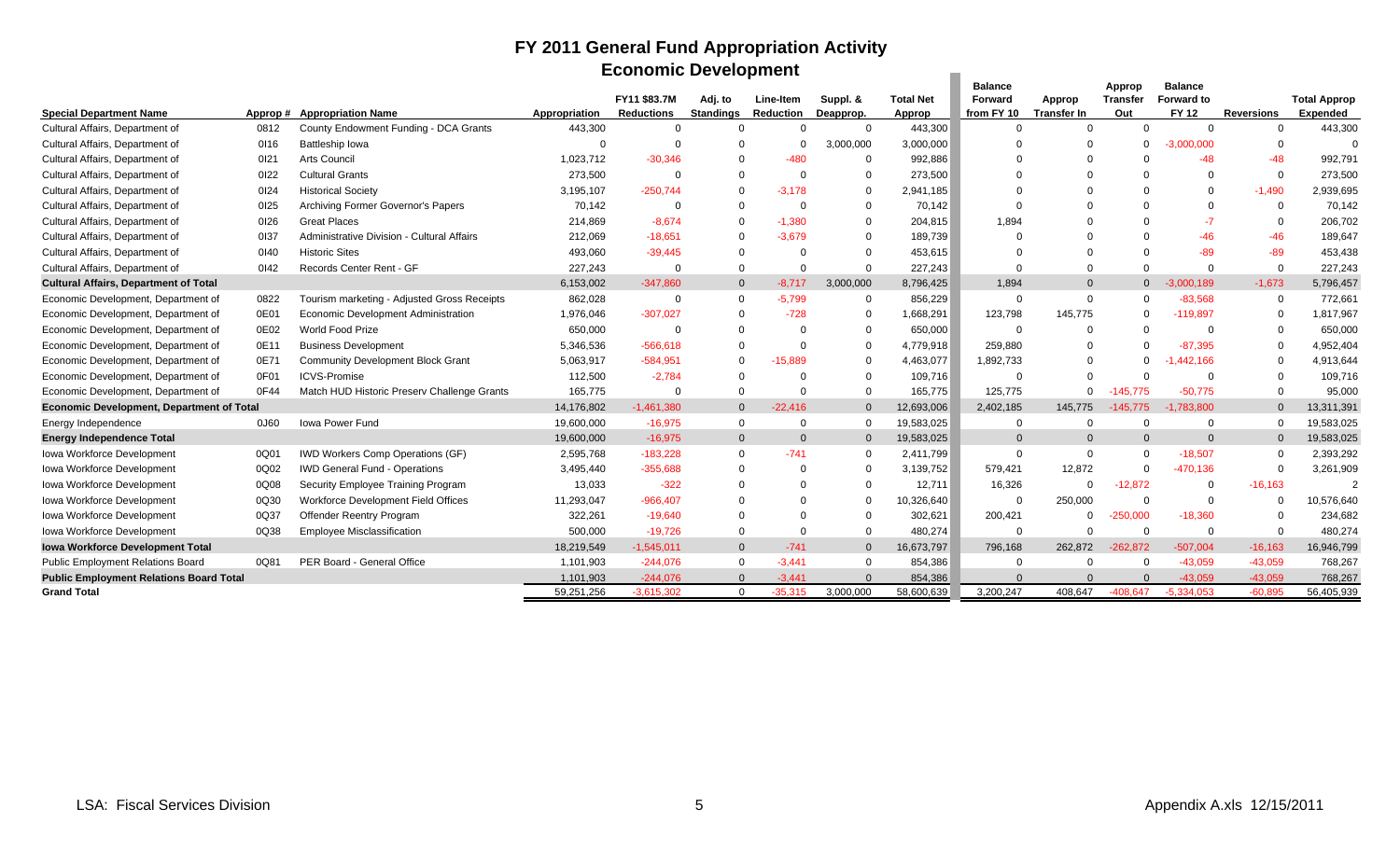# FY 2011 General Fund Appropriation Activity

## Economic Development

| Special Department Name | Approp # | Appropriation Name | Appropriation | FY11 $83.7M Reductions | Adj. to Standings | Line-Item Reduction | Suppl. & Deapprop. | Total Net Approp | Balance Forward from FY 10 | Approp Transfer In | Approp Transfer Out | Balance Forward to FY 12 | Reversions | Total Approp Expended |
|---|---|---|---|---|---|---|---|---|---|---|---|---|---|---|
| Cultural Affairs, Department of | 0812 | County Endowment Funding - DCA Grants | 443,300 | 0 | 0 | 0 | 0 | 443,300 | 0 | 0 | 0 | 0 | 0 | 443,300 |
| Cultural Affairs, Department of | 0I16 | Battleship Iowa | 0 | 0 | 0 | 0 | 3,000,000 | 3,000,000 | 0 | 0 | 0 | -3,000,000 | 0 | 0 |
| Cultural Affairs, Department of | 0I21 | Arts Council | 1,023,712 | -30,346 | 0 | -480 | 0 | 992,886 | 0 | 0 | 0 | -48 | -48 | 992,791 |
| Cultural Affairs, Department of | 0I22 | Cultural Grants | 273,500 | 0 | 0 | 0 | 0 | 273,500 | 0 | 0 | 0 | 0 | 0 | 273,500 |
| Cultural Affairs, Department of | 0I24 | Historical Society | 3,195,107 | -250,744 | 0 | -3,178 | 0 | 2,941,185 | 0 | 0 | 0 | 0 | -1,490 | 2,939,695 |
| Cultural Affairs, Department of | 0I25 | Archiving Former Governor's Papers | 70,142 | 0 | 0 | 0 | 0 | 70,142 | 0 | 0 | 0 | 0 | 0 | 70,142 |
| Cultural Affairs, Department of | 0I26 | Great Places | 214,869 | -8,674 | 0 | -1,380 | 0 | 204,815 | 1,894 | 0 | 0 | -7 | 0 | 206,702 |
| Cultural Affairs, Department of | 0I37 | Administrative Division - Cultural Affairs | 212,069 | -18,651 | 0 | -3,679 | 0 | 189,739 | 0 | 0 | 0 | -46 | -46 | 189,647 |
| Cultural Affairs, Department of | 0I40 | Historic Sites | 493,060 | -39,445 | 0 | 0 | 0 | 453,615 | 0 | 0 | 0 | -89 | -89 | 453,438 |
| Cultural Affairs, Department of | 0I42 | Records Center Rent - GF | 227,243 | 0 | 0 | 0 | 0 | 227,243 | 0 | 0 | 0 | 0 | 0 | 227,243 |
| **Cultural Affairs, Department of Total** | | | 6,153,002 | -347,860 | 0 | -8,717 | 3,000,000 | 8,796,425 | 1,894 | 0 | 0 | -3,000,189 | -1,673 | 5,796,457 |
| Economic Development, Department of | 0822 | Tourism marketing - Adjusted Gross Receipts | 862,028 | 0 | 0 | -5,799 | 0 | 856,229 | 0 | 0 | 0 | -83,568 | 0 | 772,661 |
| Economic Development, Department of | 0E01 | Economic Development Administration | 1,976,046 | -307,027 | 0 | -728 | 0 | 1,668,291 | 123,798 | 145,775 | 0 | -119,897 | 0 | 1,817,967 |
| Economic Development, Department of | 0E02 | World Food Prize | 650,000 | 0 | 0 | 0 | 0 | 650,000 | 0 | 0 | 0 | 0 | 0 | 650,000 |
| Economic Development, Department of | 0E11 | Business Development | 5,346,536 | -566,618 | 0 | 0 | 0 | 4,779,918 | 259,880 | 0 | 0 | -87,395 | 0 | 4,952,404 |
| Economic Development, Department of | 0E71 | Community Development Block Grant | 5,063,917 | -584,951 | 0 | -15,889 | 0 | 4,463,077 | 1,892,733 | 0 | 0 | -1,442,166 | 0 | 4,913,644 |
| Economic Development, Department of | 0F01 | ICVS-Promise | 112,500 | -2,784 | 0 | 0 | 0 | 109,716 | 0 | 0 | 0 | 0 | 0 | 109,716 |
| Economic Development, Department of | 0F44 | Match HUD Historic Preserv Challenge Grants | 165,775 | 0 | 0 | 0 | 0 | 165,775 | 125,775 | 0 | -145,775 | -50,775 | 0 | 95,000 |
| **Economic Development, Department of Total** | | | 14,176,802 | -1,461,380 | 0 | -22,416 | 0 | 12,693,006 | 2,402,185 | 145,775 | -145,775 | -1,783,800 | 0 | 13,311,391 |
| Energy Independence | 0J60 | Iowa Power Fund | 19,600,000 | -16,975 | 0 | 0 | 0 | 19,583,025 | 0 | 0 | 0 | 0 | 0 | 19,583,025 |
| **Energy Independence Total** | | | 19,600,000 | -16,975 | 0 | 0 | 0 | 19,583,025 | 0 | 0 | 0 | 0 | 0 | 19,583,025 |
| Iowa Workforce Development | 0Q01 | IWD Workers Comp Operations (GF) | 2,595,768 | -183,228 | 0 | -741 | 0 | 2,411,799 | 0 | 0 | 0 | -18,507 | 0 | 2,393,292 |
| Iowa Workforce Development | 0Q02 | IWD General Fund - Operations | 3,495,440 | -355,688 | 0 | 0 | 0 | 3,139,752 | 579,421 | 12,872 | 0 | -470,136 | 0 | 3,261,909 |
| Iowa Workforce Development | 0Q08 | Security Employee Training Program | 13,033 | -322 | 0 | 0 | 0 | 12,711 | 16,326 | 0 | -12,872 | 0 | -16,163 | 2 |
| Iowa Workforce Development | 0Q30 | Workforce Development Field Offices | 11,293,047 | -966,407 | 0 | 0 | 0 | 10,326,640 | 0 | 250,000 | 0 | 0 | 0 | 10,576,640 |
| Iowa Workforce Development | 0Q37 | Offender Reentry Program | 322,261 | -19,640 | 0 | 0 | 0 | 302,621 | 200,421 | 0 | -250,000 | -18,360 | 0 | 234,682 |
| Iowa Workforce Development | 0Q38 | Employee Misclassification | 500,000 | -19,726 | 0 | 0 | 0 | 480,274 | 0 | 0 | 0 | 0 | 0 | 480,274 |
| **Iowa Workforce Development Total** | | | 18,219,549 | -1,545,011 | 0 | -741 | 0 | 16,673,797 | 796,168 | 262,872 | -262,872 | -507,004 | -16,163 | 16,946,799 |
| Public Employment Relations Board | 0Q81 | PER Board - General Office | 1,101,903 | -244,076 | 0 | -3,441 | 0 | 854,386 | 0 | 0 | 0 | -43,059 | -43,059 | 768,267 |
| **Public Employment Relations Board Total** | | | 1,101,903 | -244,076 | 0 | -3,441 | 0 | 854,386 | 0 | 0 | 0 | -43,059 | -43,059 | 768,267 |
| **Grand Total** | | | 59,251,256 | -3,615,302 | 0 | -35,315 | 3,000,000 | 58,600,639 | 3,200,247 | 408,647 | -408,647 | -5,334,053 | -60,895 | 56,405,939 |

LSA: Fiscal Services Division — Appendix A.xls 12/15/2011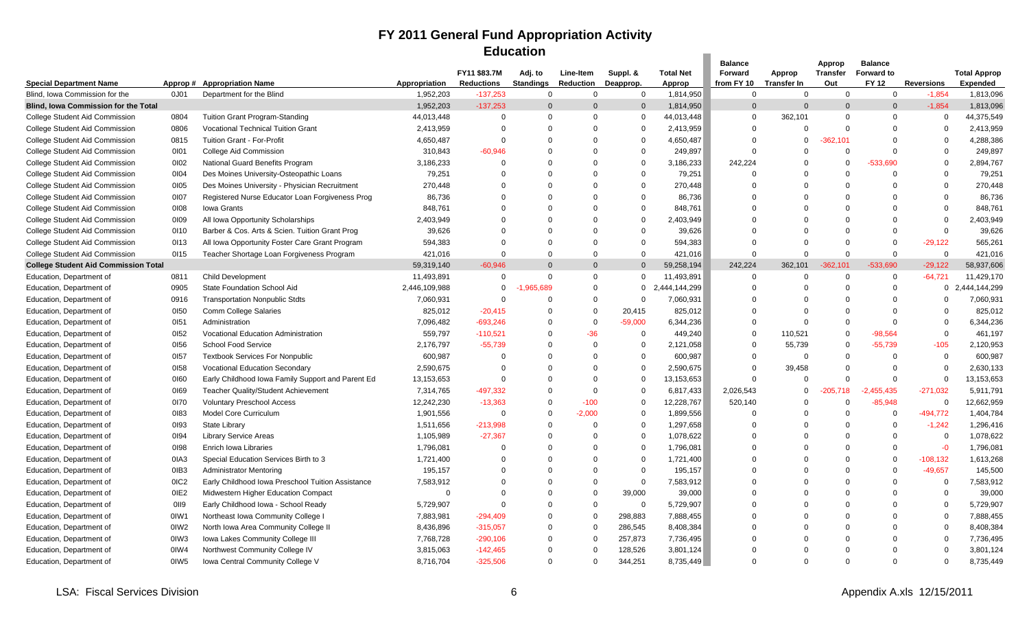# FY 2011 General Fund Appropriation Activity

## Education

| Special Department Name | Approp # | Appropriation Name | Appropriation | FY11 $83.7M Reductions | Adj. to Standings | Line-Item Reduction | Suppl. & Deapprop. | Total Net Approp | Balance Forward from FY 10 | Approp Transfer In | Approp Transfer Out | Balance Forward to FY 12 | Reversions | Total Approp Expended |
|---|---|---|---|---|---|---|---|---|---|---|---|---|---|---|
| Blind, Iowa Commission for the | 0J01 | Department for the Blind | 1,952,203 | -137,253 | 0 | 0 | 0 | 1,814,950 | 0 | 0 | 0 | 0 | -1,854 | 1,813,096 |
| **Blind, Iowa Commission for the Total** | | | 1,952,203 | -137,253 | 0 | 0 | 0 | 1,814,950 | 0 | 0 | 0 | 0 | -1,854 | 1,813,096 |
| College Student Aid Commission | 0804 | Tuition Grant Program-Standing | 44,013,448 | 0 | 0 | 0 | 0 | 44,013,448 | 0 | 362,101 | 0 | 0 | 0 | 44,375,549 |
| College Student Aid Commission | 0806 | Vocational Technical Tuition Grant | 2,413,959 | 0 | 0 | 0 | 0 | 2,413,959 | 0 | 0 | 0 | 0 | 0 | 2,413,959 |
| College Student Aid Commission | 0815 | Tuition Grant - For-Profit | 4,650,487 | 0 | 0 | 0 | 0 | 4,650,487 | 0 | 0 | -362,101 | 0 | 0 | 4,288,386 |
| College Student Aid Commission | 0I01 | College Aid Commission | 310,843 | -60,946 | 0 | 0 | 0 | 249,897 | 0 | 0 | 0 | 0 | 0 | 249,897 |
| College Student Aid Commission | 0I02 | National Guard Benefits Program | 3,186,233 | 0 | 0 | 0 | 0 | 3,186,233 | 242,224 | 0 | 0 | -533,690 | 0 | 2,894,767 |
| College Student Aid Commission | 0I04 | Des Moines University-Osteopathic Loans | 79,251 | 0 | 0 | 0 | 0 | 79,251 | 0 | 0 | 0 | 0 | 0 | 79,251 |
| College Student Aid Commission | 0I05 | Des Moines University - Physician Recruitment | 270,448 | 0 | 0 | 0 | 0 | 270,448 | 0 | 0 | 0 | 0 | 0 | 270,448 |
| College Student Aid Commission | 0I07 | Registered Nurse Educator Loan Forgiveness Prog | 86,736 | 0 | 0 | 0 | 0 | 86,736 | 0 | 0 | 0 | 0 | 0 | 86,736 |
| College Student Aid Commission | 0I08 | Iowa Grants | 848,761 | 0 | 0 | 0 | 0 | 848,761 | 0 | 0 | 0 | 0 | 0 | 848,761 |
| College Student Aid Commission | 0I09 | All Iowa Opportunity Scholarships | 2,403,949 | 0 | 0 | 0 | 0 | 2,403,949 | 0 | 0 | 0 | 0 | 0 | 2,403,949 |
| College Student Aid Commission | 0I10 | Barber & Cos. Arts & Scien. Tuition Grant Prog | 39,626 | 0 | 0 | 0 | 0 | 39,626 | 0 | 0 | 0 | 0 | 0 | 39,626 |
| College Student Aid Commission | 0I13 | All Iowa Opportunity Foster Care Grant Program | 594,383 | 0 | 0 | 0 | 0 | 594,383 | 0 | 0 | 0 | 0 | -29,122 | 565,261 |
| College Student Aid Commission | 0I15 | Teacher Shortage Loan Forgiveness Program | 421,016 | 0 | 0 | 0 | 0 | 421,016 | 0 | 0 | 0 | 0 | 0 | 421,016 |
| **College Student Aid Commission Total** | | | 59,319,140 | -60,946 | 0 | 0 | 0 | 59,258,194 | 242,224 | 362,101 | -362,101 | -533,690 | -29,122 | 58,937,606 |
| Education, Department of | 0811 | Child Development | 11,493,891 | 0 | 0 | 0 | 0 | 11,493,891 | 0 | 0 | 0 | 0 | -64,721 | 11,429,170 |
| Education, Department of | 0905 | State Foundation School Aid | 2,446,109,988 | 0 | -1,965,689 | 0 | 0 | 2,444,144,299 | 0 | 0 | 0 | 0 | 0 | 2,444,144,299 |
| Education, Department of | 0916 | Transportation Nonpublic Stdts | 7,060,931 | 0 | 0 | 0 | 0 | 7,060,931 | 0 | 0 | 0 | 0 | 0 | 7,060,931 |
| Education, Department of | 0I50 | Comm College Salaries | 825,012 | -20,415 | 0 | 0 | 20,415 | 825,012 | 0 | 0 | 0 | 0 | 0 | 825,012 |
| Education, Department of | 0I51 | Administration | 7,096,482 | -693,246 | 0 | 0 | -59,000 | 6,344,236 | 0 | 0 | 0 | 0 | 0 | 6,344,236 |
| Education, Department of | 0I52 | Vocational Education Administration | 559,797 | -110,521 | 0 | -36 | 0 | 449,240 | 0 | 110,521 | 0 | -98,564 | 0 | 461,197 |
| Education, Department of | 0I56 | School Food Service | 2,176,797 | -55,739 | 0 | 0 | 0 | 2,121,058 | 0 | 55,739 | 0 | -55,739 | -105 | 2,120,953 |
| Education, Department of | 0I57 | Textbook Services For Nonpublic | 600,987 | 0 | 0 | 0 | 0 | 600,987 | 0 | 0 | 0 | 0 | 0 | 600,987 |
| Education, Department of | 0I58 | Vocational Education Secondary | 2,590,675 | 0 | 0 | 0 | 0 | 2,590,675 | 0 | 39,458 | 0 | 0 | 0 | 2,630,133 |
| Education, Department of | 0I60 | Early Childhood Iowa Family Support and Parent Ed | 13,153,653 | 0 | 0 | 0 | 0 | 13,153,653 | 0 | 0 | 0 | 0 | 0 | 13,153,653 |
| Education, Department of | 0I69 | Teacher Quality/Student Achievement | 7,314,765 | -497,332 | 0 | 0 | 0 | 6,817,433 | 2,026,543 | 0 | -205,718 | -2,455,435 | -271,032 | 5,911,791 |
| Education, Department of | 0I70 | Voluntary Preschool Access | 12,242,230 | -13,363 | 0 | -100 | 0 | 12,228,767 | 520,140 | 0 | 0 | -85,948 | 0 | 12,662,959 |
| Education, Department of | 0I83 | Model Core Curriculum | 1,901,556 | 0 | 0 | -2,000 | 0 | 1,899,556 | 0 | 0 | 0 | 0 | -494,772 | 1,404,784 |
| Education, Department of | 0I93 | State Library | 1,511,656 | -213,998 | 0 | 0 | 0 | 1,297,658 | 0 | 0 | 0 | 0 | -1,242 | 1,296,416 |
| Education, Department of | 0I94 | Library Service Areas | 1,105,989 | -27,367 | 0 | 0 | 0 | 1,078,622 | 0 | 0 | 0 | 0 | 0 | 1,078,622 |
| Education, Department of | 0I98 | Enrich Iowa Libraries | 1,796,081 | 0 | 0 | 0 | 0 | 1,796,081 | 0 | 0 | 0 | 0 | -0 | 1,796,081 |
| Education, Department of | 0IA3 | Special Education Services Birth to 3 | 1,721,400 | 0 | 0 | 0 | 0 | 1,721,400 | 0 | 0 | 0 | 0 | -108,132 | 1,613,268 |
| Education, Department of | 0IB3 | Administrator Mentoring | 195,157 | 0 | 0 | 0 | 0 | 195,157 | 0 | 0 | 0 | 0 | -49,657 | 145,500 |
| Education, Department of | 0IC2 | Early Childhood Iowa Preschool Tuition Assistance | 7,583,912 | 0 | 0 | 0 | 0 | 7,583,912 | 0 | 0 | 0 | 0 | 0 | 7,583,912 |
| Education, Department of | 0IE2 | Midwestern Higher Education Compact | 0 | 0 | 0 | 0 | 39,000 | 39,000 | 0 | 0 | 0 | 0 | 0 | 39,000 |
| Education, Department of | 0II9 | Early Childhood Iowa - School Ready | 5,729,907 | 0 | 0 | 0 | 0 | 5,729,907 | 0 | 0 | 0 | 0 | 0 | 5,729,907 |
| Education, Department of | 0IW1 | Northeast Iowa Community College I | 7,883,981 | -294,409 | 0 | 0 | 298,883 | 7,888,455 | 0 | 0 | 0 | 0 | 0 | 7,888,455 |
| Education, Department of | 0IW2 | North Iowa Area Community College II | 8,436,896 | -315,057 | 0 | 0 | 286,545 | 8,408,384 | 0 | 0 | 0 | 0 | 0 | 8,408,384 |
| Education, Department of | 0IW3 | Iowa Lakes Community College III | 7,768,728 | -290,106 | 0 | 0 | 257,873 | 7,736,495 | 0 | 0 | 0 | 0 | 0 | 7,736,495 |
| Education, Department of | 0IW4 | Northwest Community College IV | 3,815,063 | -142,465 | 0 | 0 | 128,526 | 3,801,124 | 0 | 0 | 0 | 0 | 0 | 3,801,124 |
| Education, Department of | 0IW5 | Iowa Central Community College V | 8,716,704 | -325,506 | 0 | 0 | 344,251 | 8,735,449 | 0 | 0 | 0 | 0 | 0 | 8,735,449 |

LSA: Fiscal Services Division | Appendix A.xls 12/15/2011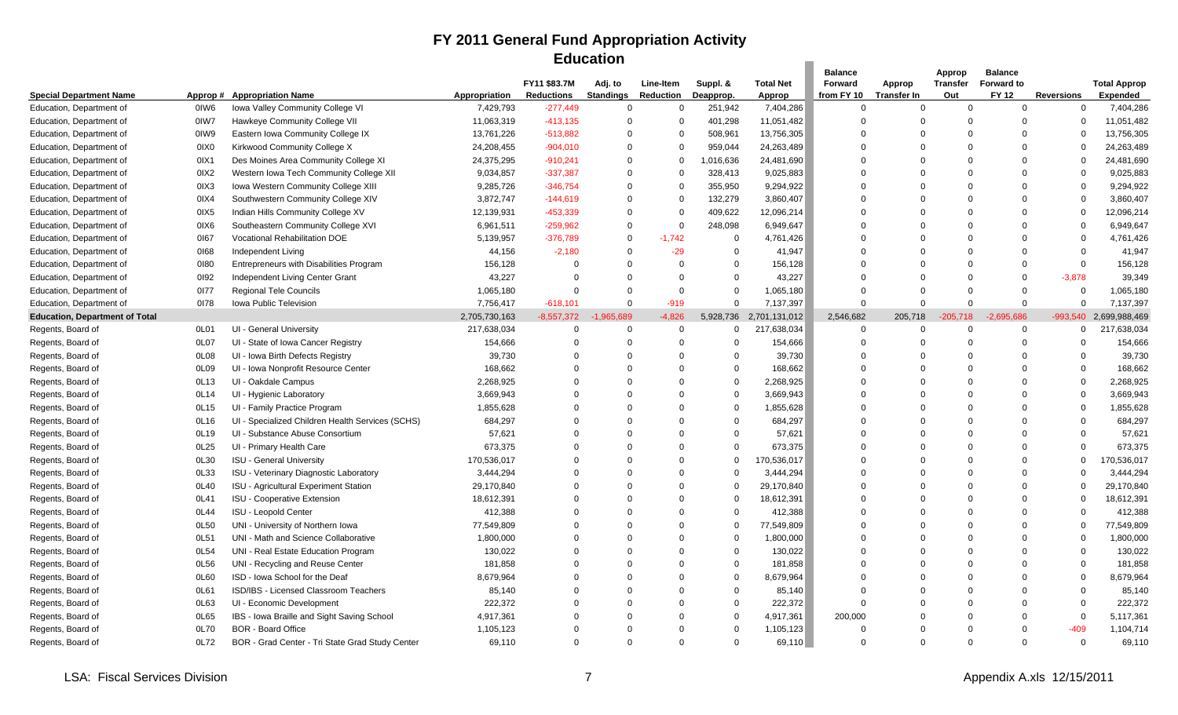# FY 2011 General Fund Appropriation Activity

## Education

| Special Department Name | Approp # | Appropriation Name | Appropriation | FY11 $83.7M Reductions | Adj. to Standings | Line-Item Reduction | Suppl. & Deapprop. | Total Net Approp | Balance Forward from FY 10 | Approp Transfer In | Approp Transfer Out | Balance Forward to FY 12 | Reversions | Total Approp Expended |
|---|---|---|---|---|---|---|---|---|---|---|---|---|---|---|
| Education, Department of | 0IW6 | Iowa Valley Community College VI | 7,429,793 | -277,449 | 0 | 0 | 251,942 | 7,404,286 | 0 | 0 | 0 | 0 | 0 | 7,404,286 |
| Education, Department of | 0IW7 | Hawkeye Community College VII | 11,063,319 | -413,135 | 0 | 0 | 401,298 | 11,051,482 | 0 | 0 | 0 | 0 | 0 | 11,051,482 |
| Education, Department of | 0IW9 | Eastern Iowa Community College IX | 13,761,226 | -513,882 | 0 | 0 | 508,961 | 13,756,305 | 0 | 0 | 0 | 0 | 0 | 13,756,305 |
| Education, Department of | 0IX0 | Kirkwood Community College X | 24,208,455 | -904,010 | 0 | 0 | 959,044 | 24,263,489 | 0 | 0 | 0 | 0 | 0 | 24,263,489 |
| Education, Department of | 0IX1 | Des Moines Area Community College XI | 24,375,295 | -910,241 | 0 | 0 | 1,016,636 | 24,481,690 | 0 | 0 | 0 | 0 | 0 | 24,481,690 |
| Education, Department of | 0IX2 | Western Iowa Tech Community College XII | 9,034,857 | -337,387 | 0 | 0 | 328,413 | 9,025,883 | 0 | 0 | 0 | 0 | 0 | 9,025,883 |
| Education, Department of | 0IX3 | Iowa Western Community College XIII | 9,285,726 | -346,754 | 0 | 0 | 355,950 | 9,294,922 | 0 | 0 | 0 | 0 | 0 | 9,294,922 |
| Education, Department of | 0IX4 | Southwestern Community College XIV | 3,872,747 | -144,619 | 0 | 0 | 132,279 | 3,860,407 | 0 | 0 | 0 | 0 | 0 | 3,860,407 |
| Education, Department of | 0IX5 | Indian Hills Community College XV | 12,139,931 | -453,339 | 0 | 0 | 409,622 | 12,096,214 | 0 | 0 | 0 | 0 | 0 | 12,096,214 |
| Education, Department of | 0IX6 | Southeastern Community College XVI | 6,961,511 | -259,962 | 0 | 0 | 248,098 | 6,949,647 | 0 | 0 | 0 | 0 | 0 | 6,949,647 |
| Education, Department of | 0I67 | Vocational Rehabilitation DOE | 5,139,957 | -376,789 | 0 | -1,742 | 0 | 4,761,426 | 0 | 0 | 0 | 0 | 0 | 4,761,426 |
| Education, Department of | 0I68 | Independent Living | 44,156 | -2,180 | 0 | -29 | 0 | 41,947 | 0 | 0 | 0 | 0 | 0 | 41,947 |
| Education, Department of | 0I80 | Entrepreneurs with Disabilities Program | 156,128 | 0 | 0 | 0 | 0 | 156,128 | 0 | 0 | 0 | 0 | 0 | 156,128 |
| Education, Department of | 0I92 | Independent Living Center Grant | 43,227 | 0 | 0 | 0 | 0 | 43,227 | 0 | 0 | 0 | 0 | -3,878 | 39,349 |
| Education, Department of | 0I77 | Regional Tele Councils | 1,065,180 | 0 | 0 | 0 | 0 | 1,065,180 | 0 | 0 | 0 | 0 | 0 | 1,065,180 |
| Education, Department of | 0I78 | Iowa Public Television | 7,756,417 | -618,101 | 0 | -919 | 0 | 7,137,397 | 0 | 0 | 0 | 0 | 0 | 7,137,397 |
| **Education, Department of Total** | | | **2,705,730,163** | **-8,557,372** | **-1,965,689** | **-4,826** | **5,928,736** | **2,701,131,012** | **2,546,682** | **205,718** | **-205,718** | **-2,695,686** | **-993,540** | **2,699,988,469** |
| Regents, Board of | 0L01 | UI - General University | 217,638,034 | 0 | 0 | 0 | 0 | 217,638,034 | 0 | 0 | 0 | 0 | 0 | 217,638,034 |
| Regents, Board of | 0L07 | UI - State of Iowa Cancer Registry | 154,666 | 0 | 0 | 0 | 0 | 154,666 | 0 | 0 | 0 | 0 | 0 | 154,666 |
| Regents, Board of | 0L08 | UI - Iowa Birth Defects Registry | 39,730 | 0 | 0 | 0 | 0 | 39,730 | 0 | 0 | 0 | 0 | 0 | 39,730 |
| Regents, Board of | 0L09 | UI - Iowa Nonprofit Resource Center | 168,662 | 0 | 0 | 0 | 0 | 168,662 | 0 | 0 | 0 | 0 | 0 | 168,662 |
| Regents, Board of | 0L13 | UI - Oakdale Campus | 2,268,925 | 0 | 0 | 0 | 0 | 2,268,925 | 0 | 0 | 0 | 0 | 0 | 2,268,925 |
| Regents, Board of | 0L14 | UI - Hygienic Laboratory | 3,669,943 | 0 | 0 | 0 | 0 | 3,669,943 | 0 | 0 | 0 | 0 | 0 | 3,669,943 |
| Regents, Board of | 0L15 | UI - Family Practice Program | 1,855,628 | 0 | 0 | 0 | 0 | 1,855,628 | 0 | 0 | 0 | 0 | 0 | 1,855,628 |
| Regents, Board of | 0L16 | UI - Specialized Children Health Services (SCHS) | 684,297 | 0 | 0 | 0 | 0 | 684,297 | 0 | 0 | 0 | 0 | 0 | 684,297 |
| Regents, Board of | 0L19 | UI - Substance Abuse Consortium | 57,621 | 0 | 0 | 0 | 0 | 57,621 | 0 | 0 | 0 | 0 | 0 | 57,621 |
| Regents, Board of | 0L25 | UI - Primary Health Care | 673,375 | 0 | 0 | 0 | 0 | 673,375 | 0 | 0 | 0 | 0 | 0 | 673,375 |
| Regents, Board of | 0L30 | ISU - General University | 170,536,017 | 0 | 0 | 0 | 0 | 170,536,017 | 0 | 0 | 0 | 0 | 0 | 170,536,017 |
| Regents, Board of | 0L33 | ISU - Veterinary Diagnostic Laboratory | 3,444,294 | 0 | 0 | 0 | 0 | 3,444,294 | 0 | 0 | 0 | 0 | 0 | 3,444,294 |
| Regents, Board of | 0L40 | ISU - Agricultural Experiment Station | 29,170,840 | 0 | 0 | 0 | 0 | 29,170,840 | 0 | 0 | 0 | 0 | 0 | 29,170,840 |
| Regents, Board of | 0L41 | ISU - Cooperative Extension | 18,612,391 | 0 | 0 | 0 | 0 | 18,612,391 | 0 | 0 | 0 | 0 | 0 | 18,612,391 |
| Regents, Board of | 0L44 | ISU - Leopold Center | 412,388 | 0 | 0 | 0 | 0 | 412,388 | 0 | 0 | 0 | 0 | 0 | 412,388 |
| Regents, Board of | 0L50 | UNI - University of Northern Iowa | 77,549,809 | 0 | 0 | 0 | 0 | 77,549,809 | 0 | 0 | 0 | 0 | 0 | 77,549,809 |
| Regents, Board of | 0L51 | UNI - Math and Science Collaborative | 1,800,000 | 0 | 0 | 0 | 0 | 1,800,000 | 0 | 0 | 0 | 0 | 0 | 1,800,000 |
| Regents, Board of | 0L54 | UNI - Real Estate Education Program | 130,022 | 0 | 0 | 0 | 0 | 130,022 | 0 | 0 | 0 | 0 | 0 | 130,022 |
| Regents, Board of | 0L56 | UNI - Recycling and Reuse Center | 181,858 | 0 | 0 | 0 | 0 | 181,858 | 0 | 0 | 0 | 0 | 0 | 181,858 |
| Regents, Board of | 0L60 | ISD - Iowa School for the Deaf | 8,679,964 | 0 | 0 | 0 | 0 | 8,679,964 | 0 | 0 | 0 | 0 | 0 | 8,679,964 |
| Regents, Board of | 0L61 | ISD/IBS - Licensed Classroom Teachers | 85,140 | 0 | 0 | 0 | 0 | 85,140 | 0 | 0 | 0 | 0 | 0 | 85,140 |
| Regents, Board of | 0L63 | UI - Economic Development | 222,372 | 0 | 0 | 0 | 0 | 222,372 | 0 | 0 | 0 | 0 | 0 | 222,372 |
| Regents, Board of | 0L65 | IBS - Iowa Braille and Sight Saving School | 4,917,361 | 0 | 0 | 0 | 0 | 4,917,361 | 200,000 | 0 | 0 | 0 | 0 | 5,117,361 |
| Regents, Board of | 0L70 | BOR - Board Office | 1,105,123 | 0 | 0 | 0 | 0 | 1,105,123 | 0 | 0 | 0 | 0 | -409 | 1,104,714 |
| Regents, Board of | 0L72 | BOR - Grad Center - Tri State Grad Study Center | 69,110 | 0 | 0 | 0 | 0 | 69,110 | 0 | 0 | 0 | 0 | 0 | 69,110 |

LSA: Fiscal Services Division — Appendix A.xls 12/15/2011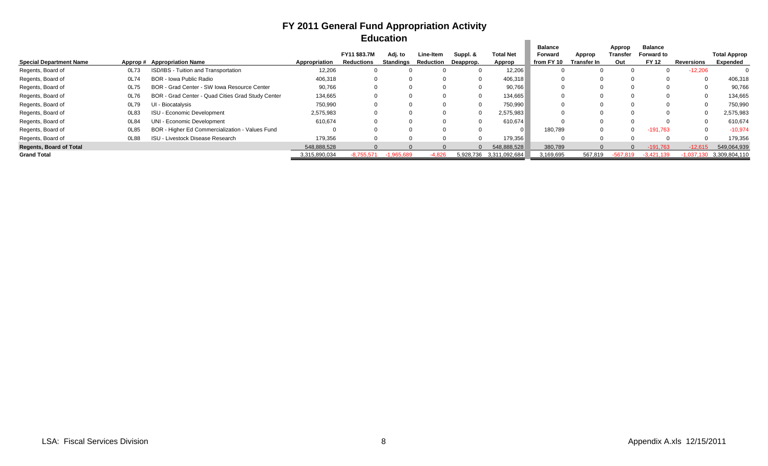# FY 2011 General Fund Appropriation Activity

## Education

| Special Department Name | Approp # | Appropriation Name | Appropriation | FY11 $83.7M Reductions | Adj. to Standings | Line-Item Reduction | Suppl. & Deapprop. | Total Net Approp | Balance Forward from FY 10 | Approp Transfer In | Approp Transfer Out | Balance Forward to FY 12 | Reversions | Total Approp Expended |
|---|---|---|---|---|---|---|---|---|---|---|---|---|---|---|
| Regents, Board of | 0L73 | ISD/IBS - Tuition and Transportation | 12,206 | 0 | 0 | 0 | 0 | 12,206 | 0 | 0 | 0 | 0 | -12,206 | 0 |
| Regents, Board of | 0L74 | BOR - Iowa Public Radio | 406,318 | 0 | 0 | 0 | 0 | 406,318 | 0 | 0 | 0 | 0 | 0 | 406,318 |
| Regents, Board of | 0L75 | BOR - Grad Center - SW Iowa Resource Center | 90,766 | 0 | 0 | 0 | 0 | 90,766 | 0 | 0 | 0 | 0 | 0 | 90,766 |
| Regents, Board of | 0L76 | BOR - Grad Center - Quad Cities Grad Study Center | 134,665 | 0 | 0 | 0 | 0 | 134,665 | 0 | 0 | 0 | 0 | 0 | 134,665 |
| Regents, Board of | 0L79 | UI - Biocatalysis | 750,990 | 0 | 0 | 0 | 0 | 750,990 | 0 | 0 | 0 | 0 | 0 | 750,990 |
| Regents, Board of | 0L83 | ISU - Economic Development | 2,575,983 | 0 | 0 | 0 | 0 | 2,575,983 | 0 | 0 | 0 | 0 | 0 | 2,575,983 |
| Regents, Board of | 0L84 | UNI - Economic Development | 610,674 | 0 | 0 | 0 | 0 | 610,674 | 0 | 0 | 0 | 0 | 0 | 610,674 |
| Regents, Board of | 0L85 | BOR - Higher Ed Commercialization - Values Fund | 0 | 0 | 0 | 0 | 0 | 0 | 180,789 | 0 | 0 | -191,763 | 0 | -10,974 |
| Regents, Board of | 0L88 | ISU - Livestock Disease Research | 179,356 | 0 | 0 | 0 | 0 | 179,356 | 0 | 0 | 0 | 0 | 0 | 179,356 |
| **Regents, Board of Total** | | | 548,888,528 | 0 | 0 | 0 | 0 | 548,888,528 | 380,789 | 0 | 0 | -191,763 | -12,615 | 549,064,939 |
| **Grand Total** | | | 3,315,890,034 | -8,755,571 | -1,965,689 | -4,826 | 5,928,736 | 3,311,092,684 | 3,169,695 | 567,819 | -567,819 | -3,421,139 | -1,037,130 | 3,309,804,110 |

LSA: Fiscal Services Division

Appendix A.xls 12/15/2011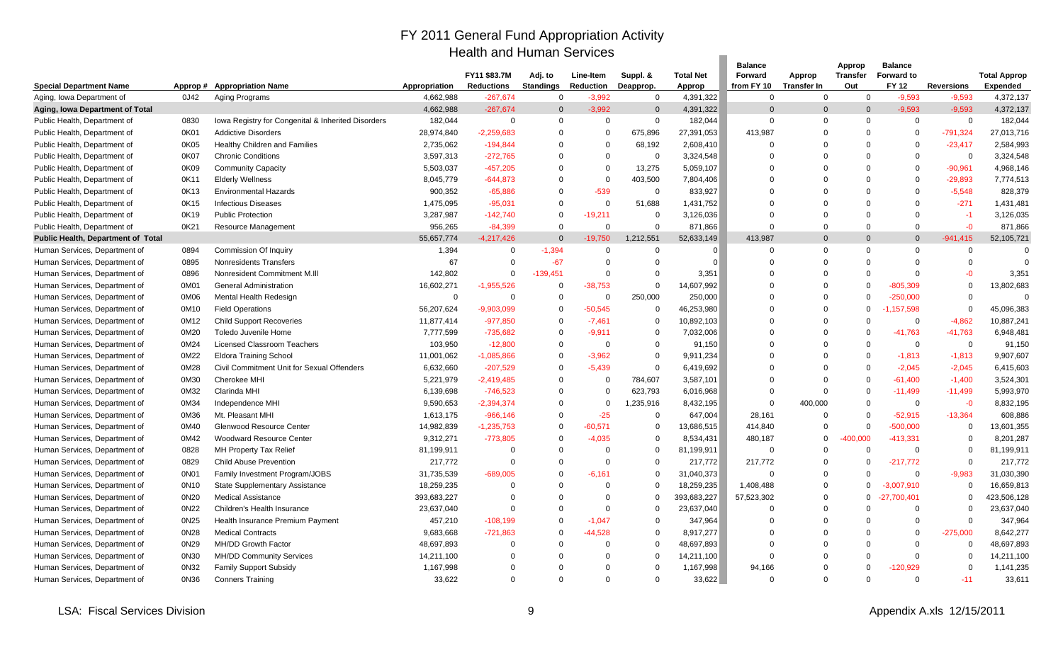# FY 2011 General Fund Appropriation Activity

## Health and Human Services

| Special Department Name | Approp # | Appropriation Name | Appropriation | FY11 $83.7M Reductions | Adj. to Standings | Line-Item Reduction | Suppl. & Deapprop. | Total Net Approp | Balance Forward from FY 10 | Approp Transfer In | Approp Transfer Out | Balance Forward to FY 12 | Reversions | Total Approp Expended |
|---|---|---|---|---|---|---|---|---|---|---|---|---|---|---|
| Aging, Iowa Department of | 0J42 | Aging Programs | 4,662,988 | -267,674 | 0 | -3,992 | 0 | 4,391,322 | 0 | 0 | 0 | -9,593 | -9,593 | 4,372,137 |
| **Aging, Iowa Department of Total** | | | 4,662,988 | -267,674 | 0 | -3,992 | 0 | 4,391,322 | 0 | 0 | 0 | -9,593 | -9,593 | 4,372,137 |
| Public Health, Department of | 0830 | Iowa Registry for Congenital & Inherited Disorders | 182,044 | 0 | 0 | 0 | 0 | 182,044 | 0 | 0 | 0 | 0 | 0 | 182,044 |
| Public Health, Department of | 0K01 | Addictive Disorders | 28,974,840 | -2,259,683 | 0 | 0 | 675,896 | 27,391,053 | 413,987 | 0 | 0 | 0 | -791,324 | 27,013,716 |
| Public Health, Department of | 0K05 | Healthy Children and Families | 2,735,062 | -194,844 | 0 | 0 | 68,192 | 2,608,410 | 0 | 0 | 0 | 0 | -23,417 | 2,584,993 |
| Public Health, Department of | 0K07 | Chronic Conditions | 3,597,313 | -272,765 | 0 | 0 | 0 | 3,324,548 | 0 | 0 | 0 | 0 | 0 | 3,324,548 |
| Public Health, Department of | 0K09 | Community Capacity | 5,503,037 | -457,205 | 0 | 0 | 13,275 | 5,059,107 | 0 | 0 | 0 | 0 | -90,961 | 4,968,146 |
| Public Health, Department of | 0K11 | Elderly Wellness | 8,045,779 | -644,873 | 0 | 0 | 403,500 | 7,804,406 | 0 | 0 | 0 | 0 | -29,893 | 7,774,513 |
| Public Health, Department of | 0K13 | Environmental Hazards | 900,352 | -65,886 | 0 | -539 | 0 | 833,927 | 0 | 0 | 0 | 0 | -5,548 | 828,379 |
| Public Health, Department of | 0K15 | Infectious Diseases | 1,475,095 | -95,031 | 0 | 0 | 51,688 | 1,431,752 | 0 | 0 | 0 | 0 | -271 | 1,431,481 |
| Public Health, Department of | 0K19 | Public Protection | 3,287,987 | -142,740 | 0 | -19,211 | 0 | 3,126,036 | 0 | 0 | 0 | 0 | -1 | 3,126,035 |
| Public Health, Department of | 0K21 | Resource Management | 956,265 | -84,399 | 0 | 0 | 0 | 871,866 | 0 | 0 | 0 | 0 | -0 | 871,866 |
| **Public Health, Department of Total** | | | 55,657,774 | -4,217,426 | 0 | -19,750 | 1,212,551 | 52,633,149 | 413,987 | 0 | 0 | 0 | -941,415 | 52,105,721 |
| Human Services, Department of | 0894 | Commission Of Inquiry | 1,394 | 0 | -1,394 | 0 | 0 | 0 | 0 | 0 | 0 | 0 | 0 | 0 |
| Human Services, Department of | 0895 | Nonresidents Transfers | 67 | 0 | -67 | 0 | 0 | 0 | 0 | 0 | 0 | 0 | 0 | 0 |
| Human Services, Department of | 0896 | Nonresident Commitment M.Ill | 142,802 | 0 | -139,451 | 0 | 0 | 3,351 | 0 | 0 | 0 | 0 | -0 | 3,351 |
| Human Services, Department of | 0M01 | General Administration | 16,602,271 | -1,955,526 | 0 | -38,753 | 0 | 14,607,992 | 0 | 0 | 0 | -805,309 | 0 | 13,802,683 |
| Human Services, Department of | 0M06 | Mental Health Redesign | 0 | 0 | 0 | 0 | 250,000 | 250,000 | 0 | 0 | 0 | -250,000 | 0 | 0 |
| Human Services, Department of | 0M10 | Field Operations | 56,207,624 | -9,903,099 | 0 | -50,545 | 0 | 46,253,980 | 0 | 0 | 0 | -1,157,598 | 0 | 45,096,383 |
| Human Services, Department of | 0M12 | Child Support Recoveries | 11,877,414 | -977,850 | 0 | -7,461 | 0 | 10,892,103 | 0 | 0 | 0 | 0 | -4,862 | 10,887,241 |
| Human Services, Department of | 0M20 | Toledo Juvenile Home | 7,777,599 | -735,682 | 0 | -9,911 | 0 | 7,032,006 | 0 | 0 | 0 | -41,763 | -41,763 | 6,948,481 |
| Human Services, Department of | 0M24 | Licensed Classroom Teachers | 103,950 | -12,800 | 0 | 0 | 0 | 91,150 | 0 | 0 | 0 | 0 | 0 | 91,150 |
| Human Services, Department of | 0M22 | Eldora Training School | 11,001,062 | -1,085,866 | 0 | -3,962 | 0 | 9,911,234 | 0 | 0 | 0 | -1,813 | -1,813 | 9,907,607 |
| Human Services, Department of | 0M28 | Civil Commitment Unit for Sexual Offenders | 6,632,660 | -207,529 | 0 | -5,439 | 0 | 6,419,692 | 0 | 0 | 0 | -2,045 | -2,045 | 6,415,603 |
| Human Services, Department of | 0M30 | Cherokee MHI | 5,221,979 | -2,419,485 | 0 | 0 | 784,607 | 3,587,101 | 0 | 0 | 0 | -61,400 | -1,400 | 3,524,301 |
| Human Services, Department of | 0M32 | Clarinda MHI | 6,139,698 | -746,523 | 0 | 0 | 623,793 | 6,016,968 | 0 | 0 | 0 | -11,499 | -11,499 | 5,993,970 |
| Human Services, Department of | 0M34 | Independence MHI | 9,590,653 | -2,394,374 | 0 | 0 | 1,235,916 | 8,432,195 | 0 | 400,000 | 0 | 0 | -0 | 8,832,195 |
| Human Services, Department of | 0M36 | Mt. Pleasant MHI | 1,613,175 | -966,146 | 0 | -25 | 0 | 647,004 | 28,161 | 0 | 0 | -52,915 | -13,364 | 608,886 |
| Human Services, Department of | 0M40 | Glenwood Resource Center | 14,982,839 | -1,235,753 | 0 | -60,571 | 0 | 13,686,515 | 414,840 | 0 | 0 | -500,000 | 0 | 13,601,355 |
| Human Services, Department of | 0M42 | Woodward Resource Center | 9,312,271 | -773,805 | 0 | -4,035 | 0 | 8,534,431 | 480,187 | 0 | -400,000 | -413,331 | 0 | 8,201,287 |
| Human Services, Department of | 0828 | MH Property Tax Relief | 81,199,911 | 0 | 0 | 0 | 0 | 81,199,911 | 0 | 0 | 0 | 0 | 0 | 81,199,911 |
| Human Services, Department of | 0829 | Child Abuse Prevention | 217,772 | 0 | 0 | 0 | 0 | 217,772 | 217,772 | 0 | 0 | -217,772 | 0 | 217,772 |
| Human Services, Department of | 0N01 | Family Investment Program/JOBS | 31,735,539 | -689,005 | 0 | -6,161 | 0 | 31,040,373 | 0 | 0 | 0 | 0 | -9,983 | 31,030,390 |
| Human Services, Department of | 0N10 | State Supplementary Assistance | 18,259,235 | 0 | 0 | 0 | 0 | 18,259,235 | 1,408,488 | 0 | 0 | -3,007,910 | 0 | 16,659,813 |
| Human Services, Department of | 0N20 | Medical Assistance | 393,683,227 | 0 | 0 | 0 | 0 | 393,683,227 | 57,523,302 | 0 | 0 | -27,700,401 | 0 | 423,506,128 |
| Human Services, Department of | 0N22 | Children's Health Insurance | 23,637,040 | 0 | 0 | 0 | 0 | 23,637,040 | 0 | 0 | 0 | 0 | 0 | 23,637,040 |
| Human Services, Department of | 0N25 | Health Insurance Premium Payment | 457,210 | -108,199 | 0 | -1,047 | 0 | 347,964 | 0 | 0 | 0 | 0 | 0 | 347,964 |
| Human Services, Department of | 0N28 | Medical Contracts | 9,683,668 | -721,863 | 0 | -44,528 | 0 | 8,917,277 | 0 | 0 | 0 | 0 | -275,000 | 8,642,277 |
| Human Services, Department of | 0N29 | MH/DD Growth Factor | 48,697,893 | 0 | 0 | 0 | 0 | 48,697,893 | 0 | 0 | 0 | 0 | 0 | 48,697,893 |
| Human Services, Department of | 0N30 | MH/DD Community Services | 14,211,100 | 0 | 0 | 0 | 0 | 14,211,100 | 0 | 0 | 0 | 0 | 0 | 14,211,100 |
| Human Services, Department of | 0N32 | Family Support Subsidy | 1,167,998 | 0 | 0 | 0 | 0 | 1,167,998 | 94,166 | 0 | 0 | -120,929 | 0 | 1,141,235 |
| Human Services, Department of | 0N36 | Conners Training | 33,622 | 0 | 0 | 0 | 0 | 33,622 | 0 | 0 | 0 | 0 | -11 | 33,611 |

LSA: Fiscal Services Division — Appendix A.xls 12/15/2011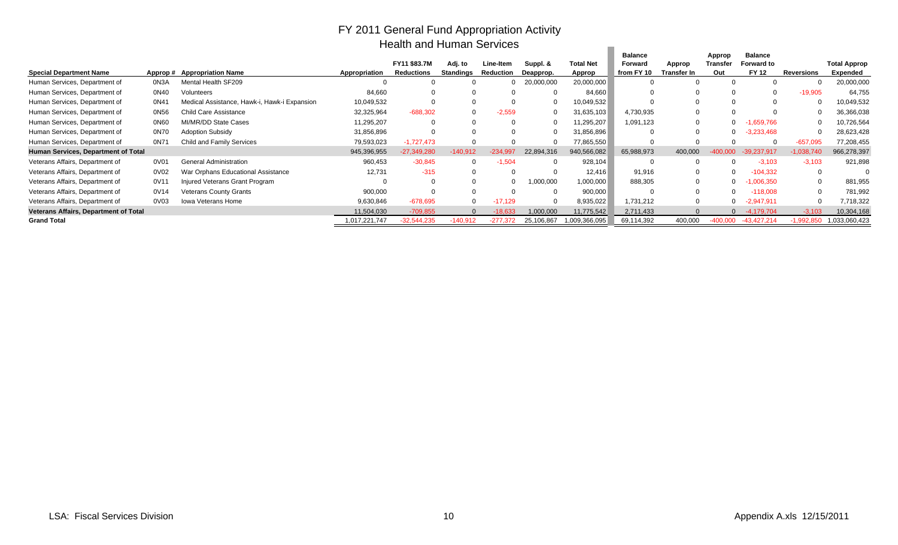# FY 2011 General Fund Appropriation Activity

## Health and Human Services

| Special Department Name | Approp # | Appropriation Name | Appropriation | FY11 $83.7M Reductions | Adj. to Standings | Line-Item Reduction | Suppl. & Deapprop. | Total Net Approp | Balance Forward from FY 10 | Approp Transfer In | Approp Transfer Out | Balance Forward to FY 12 | Reversions | Total Approp Expended |
|---|---|---|---|---|---|---|---|---|---|---|---|---|---|---|
| Human Services, Department of | 0N3A | Mental Health SF209 | 0 | 0 | 0 | 0 | 20,000,000 | 20,000,000 | 0 | 0 | 0 | 0 | 0 | 20,000,000 |
| Human Services, Department of | 0N40 | Volunteers | 84,660 | 0 | 0 | 0 | 0 | 84,660 | 0 | 0 | 0 | 0 | -19,905 | 64,755 |
| Human Services, Department of | 0N41 | Medical Assistance, Hawk-i, Hawk-i Expansion | 10,049,532 | 0 | 0 | 0 | 0 | 10,049,532 | 0 | 0 | 0 | 0 | 0 | 10,049,532 |
| Human Services, Department of | 0N56 | Child Care Assistance | 32,325,964 | -688,302 | 0 | -2,559 | 0 | 31,635,103 | 4,730,935 | 0 | 0 | 0 | 0 | 36,366,038 |
| Human Services, Department of | 0N60 | MI/MR/DD State Cases | 11,295,207 | 0 | 0 | 0 | 0 | 11,295,207 | 1,091,123 | 0 | 0 | -1,659,766 | 0 | 10,726,564 |
| Human Services, Department of | 0N70 | Adoption Subsidy | 31,856,896 | 0 | 0 | 0 | 0 | 31,856,896 | 0 | 0 | 0 | -3,233,468 | 0 | 28,623,428 |
| Human Services, Department of | 0N71 | Child and Family Services | 79,593,023 | -1,727,473 | 0 | 0 | 0 | 77,865,550 | 0 | 0 | 0 | 0 | -657,095 | 77,208,455 |
| **Human Services, Department of Total** | | | 945,396,955 | -27,349,280 | -140,912 | -234,997 | 22,894,316 | 940,566,082 | 65,988,973 | 400,000 | -400,000 | -39,237,917 | -1,038,740 | 966,278,397 |
| Veterans Affairs, Department of | 0V01 | General Administration | 960,453 | -30,845 | 0 | -1,504 | 0 | 928,104 | 0 | 0 | 0 | -3,103 | -3,103 | 921,898 |
| Veterans Affairs, Department of | 0V02 | War Orphans Educational Assistance | 12,731 | -315 | 0 | 0 | 0 | 12,416 | 91,916 | 0 | 0 | -104,332 | 0 | 0 |
| Veterans Affairs, Department of | 0V11 | Injured Veterans Grant Program | 0 | 0 | 0 | 0 | 1,000,000 | 1,000,000 | 888,305 | 0 | 0 | -1,006,350 | 0 | 881,955 |
| Veterans Affairs, Department of | 0V14 | Veterans County Grants | 900,000 | 0 | 0 | 0 | 0 | 900,000 | 0 | 0 | 0 | -118,008 | 0 | 781,992 |
| Veterans Affairs, Department of | 0V03 | Iowa Veterans Home | 9,630,846 | -678,695 | 0 | -17,129 | 0 | 8,935,022 | 1,731,212 | 0 | 0 | -2,947,911 | 0 | 7,718,322 |
| **Veterans Affairs, Department of Total** | | | 11,504,030 | -709,855 | 0 | -18,633 | 1,000,000 | 11,775,542 | 2,711,433 | 0 | 0 | -4,179,704 | -3,103 | 10,304,168 |
| **Grand Total** | | | 1,017,221,747 | -32,544,235 | -140,912 | -277,372 | 25,106,867 | 1,009,366,095 | 69,114,392 | 400,000 | -400,000 | -43,427,214 | -1,992,850 | 1,033,060,423 |

LSA: Fiscal Services Division — Appendix A.xls 12/15/2011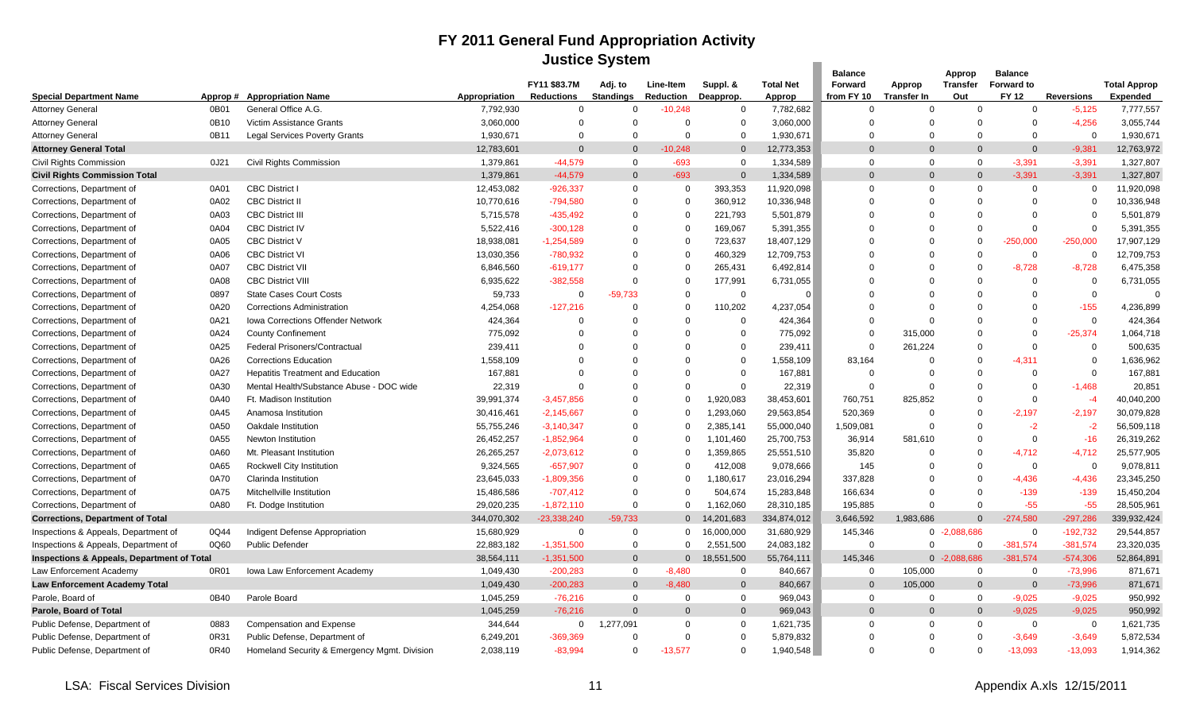# FY 2011 General Fund Appropriation Activity

## Justice System

| Special Department Name | Approp # | Appropriation Name | Appropriation | FY11 $83.7M Reductions | Adj. to Standings | Line-Item Reduction | Suppl. & Deapprop. | Total Net Approp | Balance Forward from FY 10 | Approp Transfer In | Approp Transfer Out | Balance Forward to FY 12 | Reversions | Total Approp Expended |
|---|---|---|---|---|---|---|---|---|---|---|---|---|---|---|
| Attorney General | 0B01 | General Office A.G. | 7,792,930 | 0 | 0 | -10,248 | 0 | 7,782,682 | 0 | 0 | 0 | 0 | -5,125 | 7,777,557 |
| Attorney General | 0B10 | Victim Assistance Grants | 3,060,000 | 0 | 0 | 0 | 0 | 3,060,000 | 0 | 0 | 0 | 0 | -4,256 | 3,055,744 |
| Attorney General | 0B11 | Legal Services Poverty Grants | 1,930,671 | 0 | 0 | 0 | 0 | 1,930,671 | 0 | 0 | 0 | 0 | 0 | 1,930,671 |
| **Attorney General Total** | | | 12,783,601 | 0 | 0 | -10,248 | 0 | 12,773,353 | 0 | 0 | 0 | 0 | -9,381 | 12,763,972 |
| Civil Rights Commission | 0J21 | Civil Rights Commission | 1,379,861 | -44,579 | 0 | -693 | 0 | 1,334,589 | 0 | 0 | 0 | -3,391 | -3,391 | 1,327,807 |
| **Civil Rights Commission Total** | | | 1,379,861 | -44,579 | 0 | -693 | 0 | 1,334,589 | 0 | 0 | 0 | -3,391 | -3,391 | 1,327,807 |
| Corrections, Department of | 0A01 | CBC District I | 12,453,082 | -926,337 | 0 | 0 | 393,353 | 11,920,098 | 0 | 0 | 0 | 0 | 0 | 11,920,098 |
| Corrections, Department of | 0A02 | CBC District II | 10,770,616 | -794,580 | 0 | 0 | 360,912 | 10,336,948 | 0 | 0 | 0 | 0 | 0 | 10,336,948 |
| Corrections, Department of | 0A03 | CBC District III | 5,715,578 | -435,492 | 0 | 0 | 221,793 | 5,501,879 | 0 | 0 | 0 | 0 | 0 | 5,501,879 |
| Corrections, Department of | 0A04 | CBC District IV | 5,522,416 | -300,128 | 0 | 0 | 169,067 | 5,391,355 | 0 | 0 | 0 | 0 | 0 | 5,391,355 |
| Corrections, Department of | 0A05 | CBC District V | 18,938,081 | -1,254,589 | 0 | 0 | 723,637 | 18,407,129 | 0 | 0 | 0 | -250,000 | -250,000 | 17,907,129 |
| Corrections, Department of | 0A06 | CBC District VI | 13,030,356 | -780,932 | 0 | 0 | 460,329 | 12,709,753 | 0 | 0 | 0 | 0 | 0 | 12,709,753 |
| Corrections, Department of | 0A07 | CBC District VII | 6,846,560 | -619,177 | 0 | 0 | 265,431 | 6,492,814 | 0 | 0 | 0 | -8,728 | -8,728 | 6,475,358 |
| Corrections, Department of | 0A08 | CBC District VIII | 6,935,622 | -382,558 | 0 | 0 | 177,991 | 6,731,055 | 0 | 0 | 0 | 0 | 0 | 6,731,055 |
| Corrections, Department of | 0897 | State Cases Court Costs | 59,733 | 0 | -59,733 | 0 | 0 | 0 | 0 | 0 | 0 | 0 | 0 | 0 |
| Corrections, Department of | 0A20 | Corrections Administration | 4,254,068 | -127,216 | 0 | 0 | 110,202 | 4,237,054 | 0 | 0 | 0 | 0 | -155 | 4,236,899 |
| Corrections, Department of | 0A21 | Iowa Corrections Offender Network | 424,364 | 0 | 0 | 0 | 0 | 424,364 | 0 | 0 | 0 | 0 | 0 | 424,364 |
| Corrections, Department of | 0A24 | County Confinement | 775,092 | 0 | 0 | 0 | 0 | 775,092 | 0 | 315,000 | 0 | 0 | -25,374 | 1,064,718 |
| Corrections, Department of | 0A25 | Federal Prisoners/Contractual | 239,411 | 0 | 0 | 0 | 0 | 239,411 | 0 | 261,224 | 0 | 0 | 0 | 500,635 |
| Corrections, Department of | 0A26 | Corrections Education | 1,558,109 | 0 | 0 | 0 | 0 | 1,558,109 | 83,164 | 0 | 0 | -4,311 | 0 | 1,636,962 |
| Corrections, Department of | 0A27 | Hepatitis Treatment and Education | 167,881 | 0 | 0 | 0 | 0 | 167,881 | 0 | 0 | 0 | 0 | 0 | 167,881 |
| Corrections, Department of | 0A30 | Mental Health/Substance Abuse - DOC wide | 22,319 | 0 | 0 | 0 | 0 | 22,319 | 0 | 0 | 0 | 0 | -1,468 | 20,851 |
| Corrections, Department of | 0A40 | Ft. Madison Institution | 39,991,374 | -3,457,856 | 0 | 0 | 1,920,083 | 38,453,601 | 760,751 | 825,852 | 0 | 0 | -4 | 40,040,200 |
| Corrections, Department of | 0A45 | Anamosa Institution | 30,416,461 | -2,145,667 | 0 | 0 | 1,293,060 | 29,563,854 | 520,369 | 0 | 0 | -2,197 | -2,197 | 30,079,828 |
| Corrections, Department of | 0A50 | Oakdale Institution | 55,755,246 | -3,140,347 | 0 | 0 | 2,385,141 | 55,000,040 | 1,509,081 | 0 | 0 | -2 | -2 | 56,509,118 |
| Corrections, Department of | 0A55 | Newton Institution | 26,452,257 | -1,852,964 | 0 | 0 | 1,101,460 | 25,700,753 | 36,914 | 581,610 | 0 | 0 | -16 | 26,319,262 |
| Corrections, Department of | 0A60 | Mt. Pleasant Institution | 26,265,257 | -2,073,612 | 0 | 0 | 1,359,865 | 25,551,510 | 35,820 | 0 | 0 | -4,712 | -4,712 | 25,577,905 |
| Corrections, Department of | 0A65 | Rockwell City Institution | 9,324,565 | -657,907 | 0 | 0 | 412,008 | 9,078,666 | 145 | 0 | 0 | 0 | 0 | 9,078,811 |
| Corrections, Department of | 0A70 | Clarinda Institution | 23,645,033 | -1,809,356 | 0 | 0 | 1,180,617 | 23,016,294 | 337,828 | 0 | 0 | -4,436 | -4,436 | 23,345,250 |
| Corrections, Department of | 0A75 | Mitchellville Institution | 15,486,586 | -707,412 | 0 | 0 | 504,674 | 15,283,848 | 166,634 | 0 | 0 | -139 | -139 | 15,450,204 |
| Corrections, Department of | 0A80 | Ft. Dodge Institution | 29,020,235 | -1,872,110 | 0 | 0 | 1,162,060 | 28,310,185 | 195,885 | 0 | 0 | -55 | -55 | 28,505,961 |
| **Corrections, Department of Total** | | | 344,070,302 | -23,338,240 | -59,733 | 0 | 14,201,683 | 334,874,012 | 3,646,592 | 1,983,686 | 0 | -274,580 | -297,286 | 339,932,424 |
| Inspections & Appeals, Department of | 0Q44 | Indigent Defense Appropriation | 15,680,929 | 0 | 0 | 0 | 16,000,000 | 31,680,929 | 145,346 | 0 | -2,088,686 | 0 | -192,732 | 29,544,857 |
| Inspections & Appeals, Department of | 0Q60 | Public Defender | 22,883,182 | -1,351,500 | 0 | 0 | 2,551,500 | 24,083,182 | 0 | 0 | 0 | -381,574 | -381,574 | 23,320,035 |
| **Inspections & Appeals, Department of Total** | | | 38,564,111 | -1,351,500 | 0 | 0 | 18,551,500 | 55,764,111 | 145,346 | 0 | -2,088,686 | -381,574 | -574,306 | 52,864,891 |
| Law Enforcement Academy | 0R01 | Iowa Law Enforcement Academy | 1,049,430 | -200,283 | 0 | -8,480 | 0 | 840,667 | 0 | 105,000 | 0 | 0 | -73,996 | 871,671 |
| **Law Enforcement Academy Total** | | | 1,049,430 | -200,283 | 0 | -8,480 | 0 | 840,667 | 0 | 105,000 | 0 | 0 | -73,996 | 871,671 |
| Parole, Board of | 0B40 | Parole Board | 1,045,259 | -76,216 | 0 | 0 | 0 | 969,043 | 0 | 0 | 0 | -9,025 | -9,025 | 950,992 |
| **Parole, Board of Total** | | | 1,045,259 | -76,216 | 0 | 0 | 0 | 969,043 | 0 | 0 | 0 | -9,025 | -9,025 | 950,992 |
| Public Defense, Department of | 0883 | Compensation and Expense | 344,644 | 0 | 1,277,091 | 0 | 0 | 1,621,735 | 0 | 0 | 0 | 0 | 0 | 1,621,735 |
| Public Defense, Department of | 0R31 | Public Defense, Department of | 6,249,201 | -369,369 | 0 | 0 | 0 | 5,879,832 | 0 | 0 | 0 | -3,649 | -3,649 | 5,872,534 |
| Public Defense, Department of | 0R40 | Homeland Security & Emergency Mgmt. Division | 2,038,119 | -83,994 | 0 | -13,577 | 0 | 1,940,548 | 0 | 0 | 0 | -13,093 | -13,093 | 1,914,362 |

LSA: Fiscal Services Division

Appendix A.xls 12/15/2011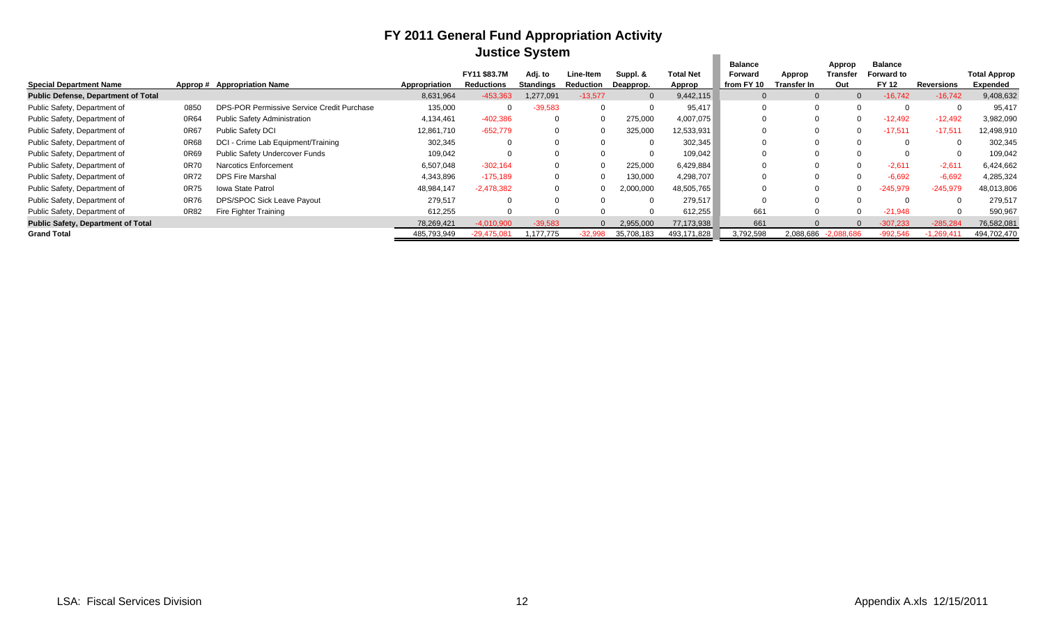# FY 2011 General Fund Appropriation Activity

## Justice System

| Special Department Name | Approp # | Appropriation Name | Appropriation | FY11 $83.7M Reductions | Adj. to Standings | Line-Item Reduction | Suppl. & Deapprop. | Total Net Approp | Balance Forward from FY 10 | Approp Transfer In | Approp Transfer Out | Balance Forward to FY 12 | Reversions | Total Approp Expended |
|---|---|---|---|---|---|---|---|---|---|---|---|---|---|---|
| **Public Defense, Department of Total** | | | 8,631,964 | -453,363 | 1,277,091 | -13,577 | 0 | 9,442,115 | 0 | 0 | 0 | -16,742 | -16,742 | 9,408,632 |
| Public Safety, Department of | 0850 | DPS-POR Permissive Service Credit Purchase | 135,000 | 0 | -39,583 | 0 | 0 | 95,417 | 0 | 0 | 0 | 0 | 0 | 95,417 |
| Public Safety, Department of | 0R64 | Public Safety Administration | 4,134,461 | -402,386 | 0 | 0 | 275,000 | 4,007,075 | 0 | 0 | 0 | -12,492 | -12,492 | 3,982,090 |
| Public Safety, Department of | 0R67 | Public Safety DCI | 12,861,710 | -652,779 | 0 | 0 | 325,000 | 12,533,931 | 0 | 0 | 0 | -17,511 | -17,511 | 12,498,910 |
| Public Safety, Department of | 0R68 | DCI - Crime Lab Equipment/Training | 302,345 | 0 | 0 | 0 | 0 | 302,345 | 0 | 0 | 0 | 0 | 0 | 302,345 |
| Public Safety, Department of | 0R69 | Public Safety Undercover Funds | 109,042 | 0 | 0 | 0 | 0 | 109,042 | 0 | 0 | 0 | 0 | 0 | 109,042 |
| Public Safety, Department of | 0R70 | Narcotics Enforcement | 6,507,048 | -302,164 | 0 | 0 | 225,000 | 6,429,884 | 0 | 0 | 0 | -2,611 | -2,611 | 6,424,662 |
| Public Safety, Department of | 0R72 | DPS Fire Marshal | 4,343,896 | -175,189 | 0 | 0 | 130,000 | 4,298,707 | 0 | 0 | 0 | -6,692 | -6,692 | 4,285,324 |
| Public Safety, Department of | 0R75 | Iowa State Patrol | 48,984,147 | -2,478,382 | 0 | 0 | 2,000,000 | 48,505,765 | 0 | 0 | 0 | -245,979 | -245,979 | 48,013,806 |
| Public Safety, Department of | 0R76 | DPS/SPOC Sick Leave Payout | 279,517 | 0 | 0 | 0 | 0 | 279,517 | 0 | 0 | 0 | 0 | 0 | 279,517 |
| Public Safety, Department of | 0R82 | Fire Fighter Training | 612,255 | 0 | 0 | 0 | 0 | 612,255 | 661 | 0 | 0 | -21,948 | 0 | 590,967 |
| **Public Safety, Department of Total** | | | 78,269,421 | -4,010,900 | -39,583 | 0 | 2,955,000 | 77,173,938 | 661 | 0 | 0 | -307,233 | -285,284 | 76,582,081 |
| **Grand Total** | | | 485,793,949 | -29,475,081 | 1,177,775 | -32,998 | 35,708,183 | 493,171,828 | 3,792,598 | 2,088,686 | -2,088,686 | -992,546 | -1,269,411 | 494,702,470 |

LSA: Fiscal Services Division | Appendix A.xls 12/15/2011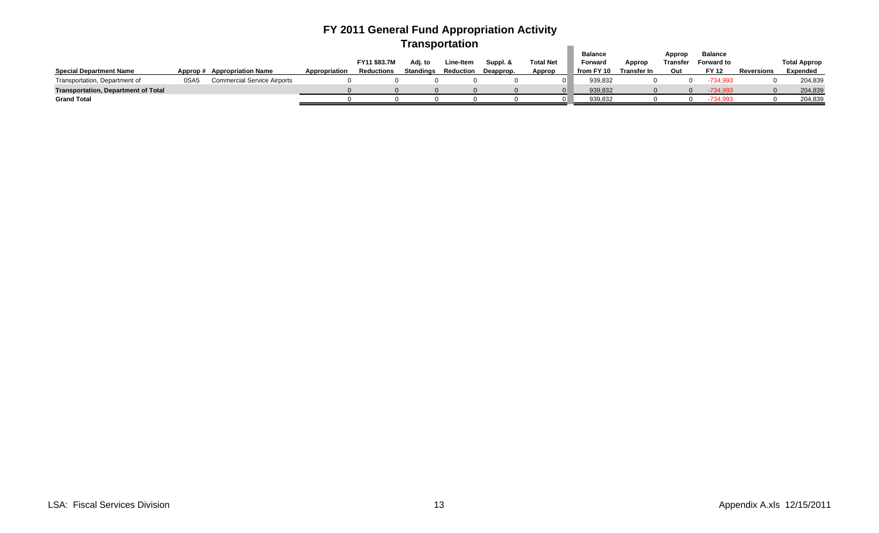# FY 2011 General Fund Appropriation Activity

## Transportation

| Special Department Name | Approp # | Appropriation Name | Appropriation | FY11 $83.7M Reductions | Adj. to Standings | Line-Item Reduction | Suppl. & Deapprop. | Total Net Approp | Balance Forward from FY 10 | Approp Transfer In | Approp Transfer Out | Balance Forward to FY 12 | Reversions | Total Approp Expended |
|---|---|---|---|---|---|---|---|---|---|---|---|---|---|---|
| Transportation, Department of | 0SA5 | Commercial Service Airports | 0 | 0 | 0 | 0 | 0 | 0 | 939,832 | 0 | 0 | -734,993 | 0 | 204,839 |
| **Transportation, Department of Total** | | | 0 | 0 | 0 | 0 | 0 | 0 | 939,832 | 0 | 0 | -734,993 | 0 | 204,839 |
| **Grand Total** | | | 0 | 0 | 0 | 0 | 0 | 0 | 939,832 | 0 | 0 | -734,993 | 0 | 204,839 |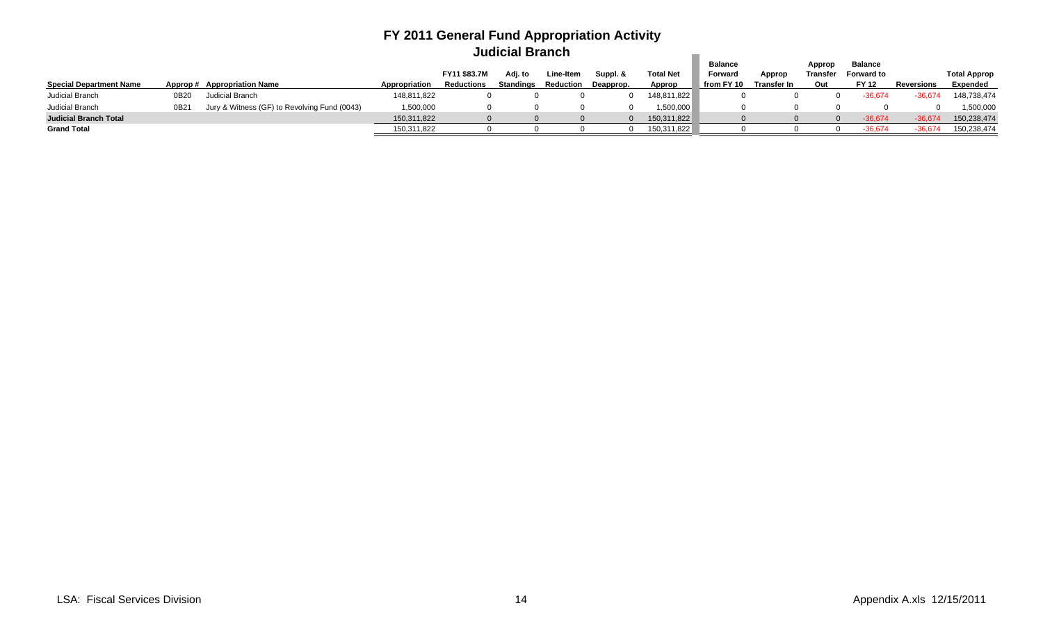# FY 2011 General Fund Appropriation Activity

## Judicial Branch

| Special Department Name | Approp # | Appropriation Name | Appropriation | FY11 $83.7M Reductions | Adj. to Standings | Line-Item Reduction | Suppl. & Deapprop. | Total Net Approp | Balance Forward from FY 10 | Approp Transfer In | Approp Transfer Out | Balance Forward to FY 12 | Reversions | Total Approp Expended |
|---|---|---|---|---|---|---|---|---|---|---|---|---|---|---|
| Judicial Branch | 0B20 | Judicial Branch | 148,811,822 | 0 | 0 | 0 | 0 | 148,811,822 | 0 | 0 | 0 | -36,674 | -36,674 | 148,738,474 |
| Judicial Branch | 0B21 | Jury & Witness (GF) to Revolving Fund (0043) | 1,500,000 | 0 | 0 | 0 | 0 | 1,500,000 | 0 | 0 | 0 | 0 | 0 | 1,500,000 |
| **Judicial Branch Total** | | | 150,311,822 | 0 | 0 | 0 | 0 | 150,311,822 | 0 | 0 | 0 | -36,674 | -36,674 | 150,238,474 |
| **Grand Total** | | | 150,311,822 | 0 | 0 | 0 | 0 | 150,311,822 | 0 | 0 | 0 | -36,674 | -36,674 | 150,238,474 |

LSA: Fiscal Services Division

Appendix A.xls 12/15/2011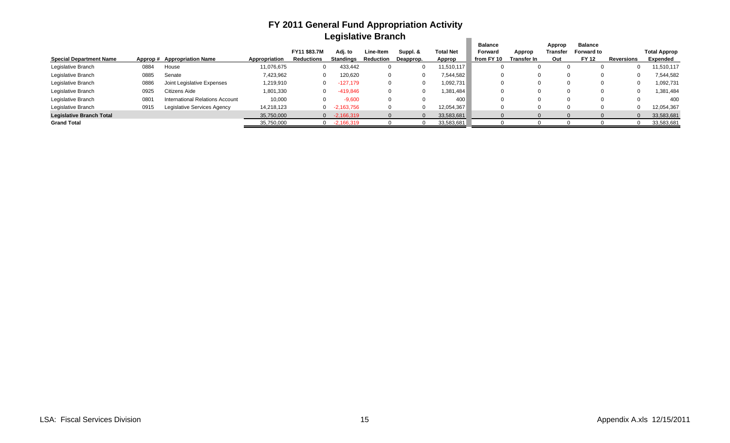# FY 2011 General Fund Appropriation Activity
## Legislative Branch

| Special Department Name | Approp # | Appropriation Name | Appropriation | FY11 $83.7M Reductions | Adj. to Standings | Line-Item Reduction | Suppl. & Deapprop. | Total Net Approp | Balance Forward from FY 10 | Approp Transfer In | Approp Transfer Out | Balance Forward to FY 12 | Reversions | Total Approp Expended |
|---|---|---|---|---|---|---|---|---|---|---|---|---|---|---|
| Legislative Branch | 0884 | House | 11,076,675 | 0 | 433,442 | 0 | 0 | 11,510,117 | 0 | 0 | 0 | 0 | 0 | 11,510,117 |
| Legislative Branch | 0885 | Senate | 7,423,962 | 0 | 120,620 | 0 | 0 | 7,544,582 | 0 | 0 | 0 | 0 | 0 | 7,544,582 |
| Legislative Branch | 0886 | Joint Legislative Expenses | 1,219,910 | 0 | -127,179 | 0 | 0 | 1,092,731 | 0 | 0 | 0 | 0 | 0 | 1,092,731 |
| Legislative Branch | 0925 | Citizens Aide | 1,801,330 | 0 | -419,846 | 0 | 0 | 1,381,484 | 0 | 0 | 0 | 0 | 0 | 1,381,484 |
| Legislative Branch | 0801 | International Relations Account | 10,000 | 0 | -9,600 | 0 | 0 | 400 | 0 | 0 | 0 | 0 | 0 | 400 |
| Legislative Branch | 0915 | Legislative Services Agency | 14,218,123 | 0 | -2,163,756 | 0 | 0 | 12,054,367 | 0 | 0 | 0 | 0 | 0 | 12,054,367 |
| **Legislative Branch Total** | | | 35,750,000 | 0 | -2,166,319 | 0 | 0 | 33,583,681 | 0 | 0 | 0 | 0 | 0 | 33,583,681 |
| **Grand Total** | | | 35,750,000 | 0 | -2,166,319 | 0 | 0 | 33,583,681 | 0 | 0 | 0 | 0 | 0 | 33,583,681 |